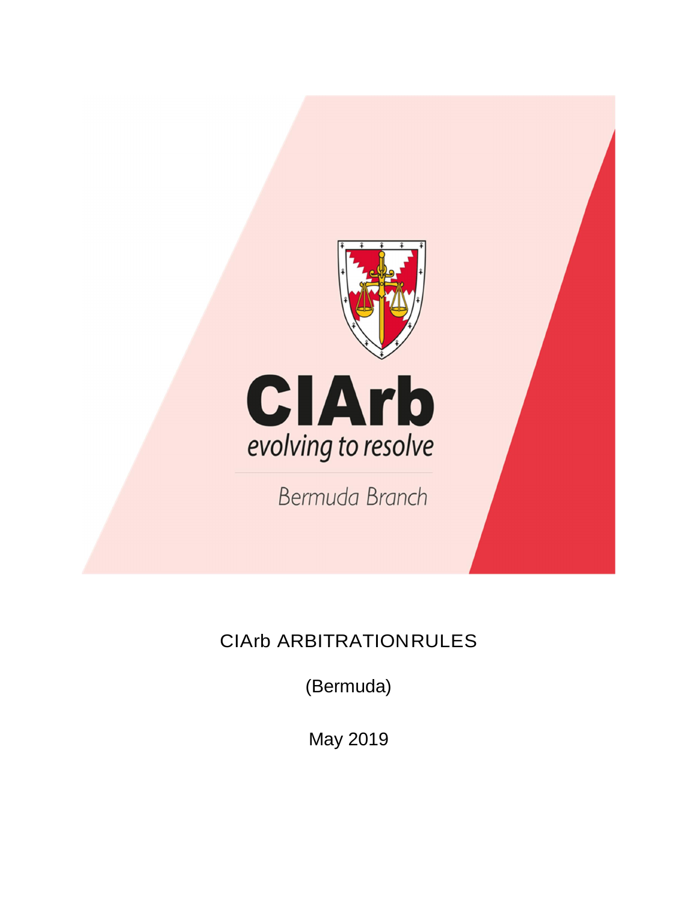CIArb

evolving to resolve

Bermuda Branch

# CIArb ARBITRATION RULES

(Bermuda)

May 2019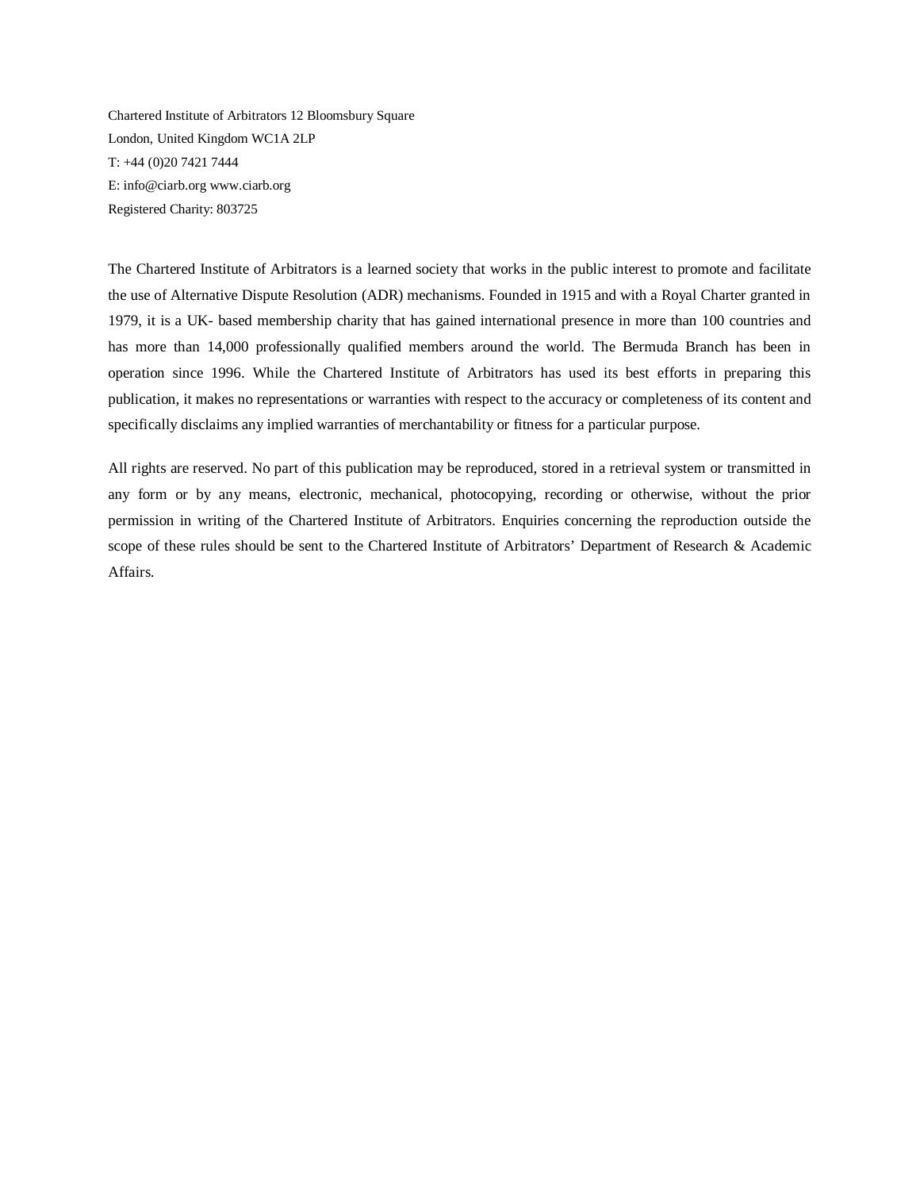Chartered Institute of Arbitrators 12 Bloomsbury Square
London, United Kingdom WC1A 2LP
T: +44 (0)20 7421 7444
E: info@ciarb.org www.ciarb.org
Registered Charity: 803725

The Chartered Institute of Arbitrators is a learned society that works in the public interest to promote and facilitate the use of Alternative Dispute Resolution (ADR) mechanisms. Founded in 1915 and with a Royal Charter granted in 1979, it is a UK- based membership charity that has gained international presence in more than 100 countries and has more than 14,000 professionally qualified members around the world. The Bermuda Branch has been in operation since 1996. While the Chartered Institute of Arbitrators has used its best efforts in preparing this publication, it makes no representations or warranties with respect to the accuracy or completeness of its content and specifically disclaims any implied warranties of merchantability or fitness for a particular purpose.

All rights are reserved. No part of this publication may be reproduced, stored in a retrieval system or transmitted in any form or by any means, electronic, mechanical, photocopying, recording or otherwise, without the prior permission in writing of the Chartered Institute of Arbitrators. Enquiries concerning the reproduction outside the scope of these rules should be sent to the Chartered Institute of Arbitrators' Department of Research & Academic Affairs.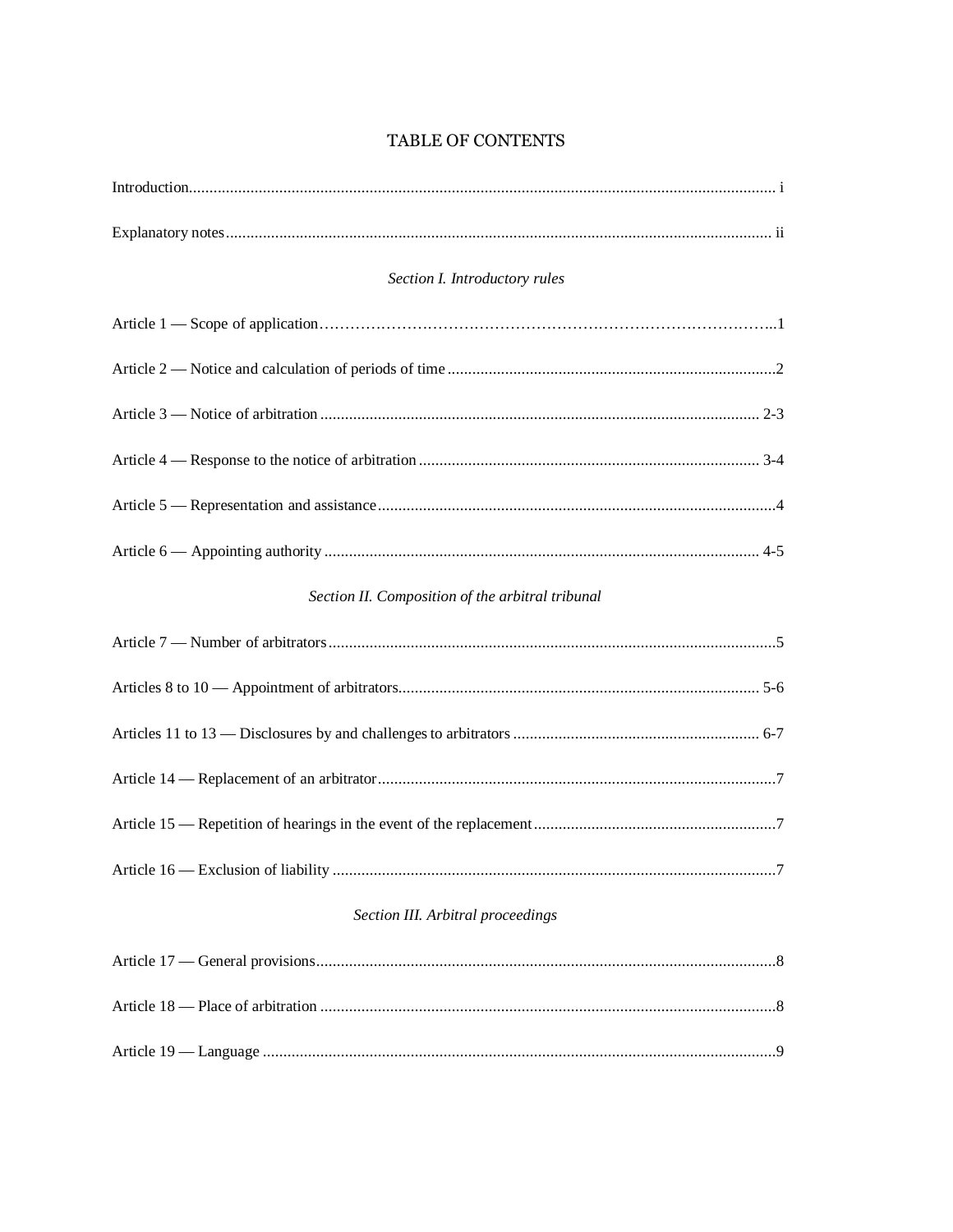# TABLE OF CONTENTS

Introduction ........................................................................................................................................ i

Explanatory notes ................................................................................................................................ ii

*Section I. Introductory rules*

Article 1 — Scope of application ..........................................................................................................1

Article 2 — Notice and calculation of periods of time ..........................................................................2

Article 3 — Notice of arbitration ...................................................................................................... 2-3

Article 4 — Response to the notice of arbitration ............................................................................. 3-4

Article 5 — Representation and assistance ..........................................................................................4

Article 6 — Appointing authority ....................................................................................................... 4-5

*Section II. Composition of the arbitral tribunal*

Article 7 — Number of arbitrators .......................................................................................................5

Articles 8 to 10 — Appointment of arbitrators .................................................................................. 5-6

Articles 11 to 13 — Disclosures by and challenges to arbitrators ...................................................... 6-7

Article 14 — Replacement of an arbitrator ...........................................................................................7

Article 15 — Repetition of hearings in the event of the replacement ..................................................7

Article 16 — Exclusion of liability .......................................................................................................7

*Section III. Arbitral proceedings*

Article 17 — General provisions ..........................................................................................................8

Article 18 — Place of arbitration ..........................................................................................................8

Article 19 — Language .......................................................................................................................9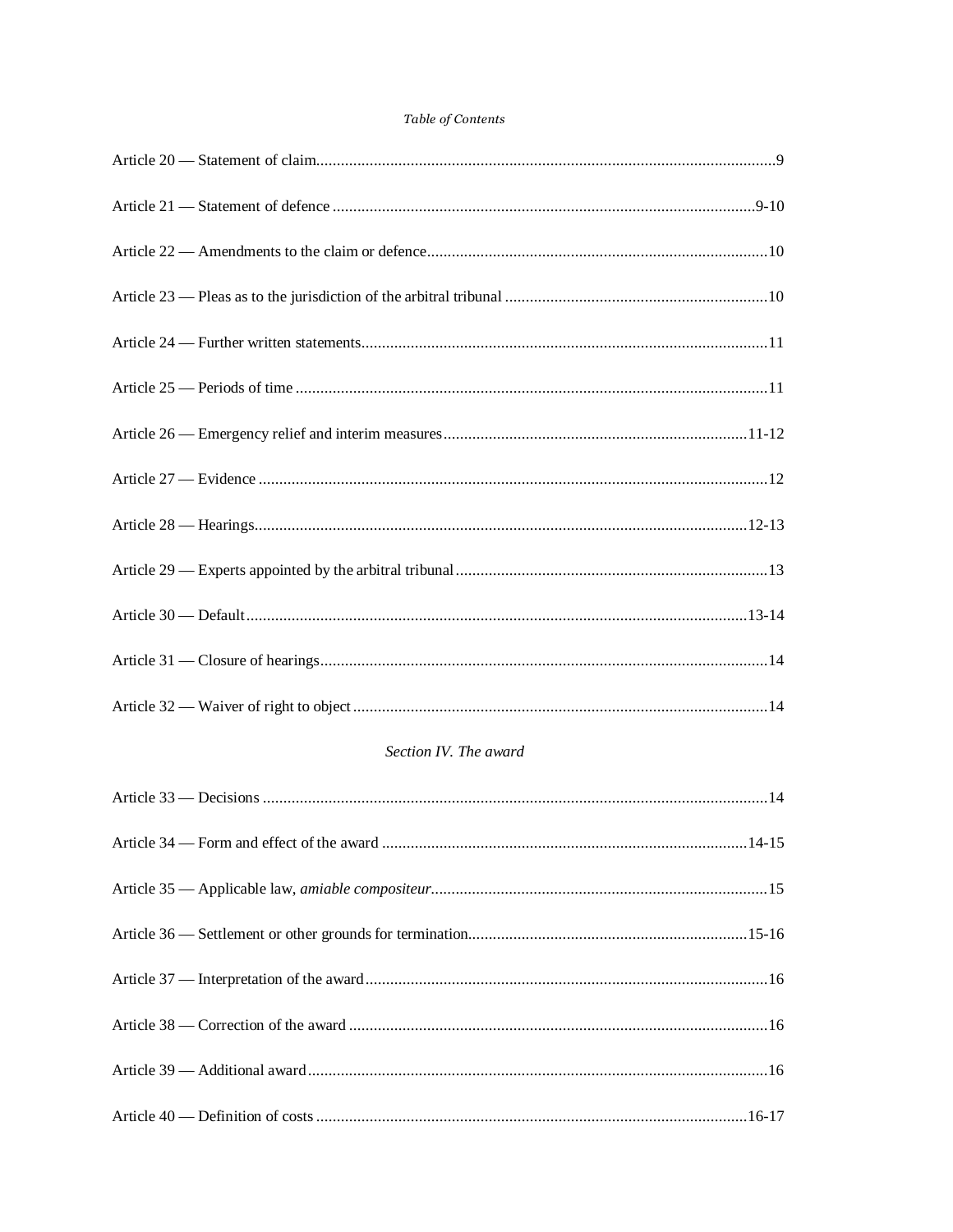*Table of Contents*

Article 20 — Statement of claim............................................................................................................9

Article 21 — Statement of defence ......................................................................................................9-10

Article 22 — Amendments to the claim or defence..................................................................................10

Article 23 — Pleas as to the jurisdiction of the arbitral tribunal ...............................................................10

Article 24 — Further written statements..................................................................................................11

Article 25 — Periods of time ..................................................................................................................11

Article 26 — Emergency relief and interim measures.........................................................................11-12

Article 27 — Evidence ...........................................................................................................................12

Article 28 — Hearings........................................................................................................................12-13

Article 29 — Experts appointed by the arbitral tribunal...........................................................................13

Article 30 — Default.........................................................................................................................13-14

Article 31 — Closure of hearings............................................................................................................14

Article 32 — Waiver of right to object ....................................................................................................14

*Section IV. The award*

Article 33 — Decisions ..........................................................................................................................14

Article 34 — Form and effect of the award ........................................................................................14-15

Article 35 — Applicable law, *amiable compositeur*.................................................................................15

Article 36 — Settlement or other grounds for termination...................................................................15-16

Article 37 — Interpretation of the award.................................................................................................16

Article 38 — Correction of the award .....................................................................................................16

Article 39 — Additional award...............................................................................................................16

Article 40 — Definition of costs ........................................................................................................16-17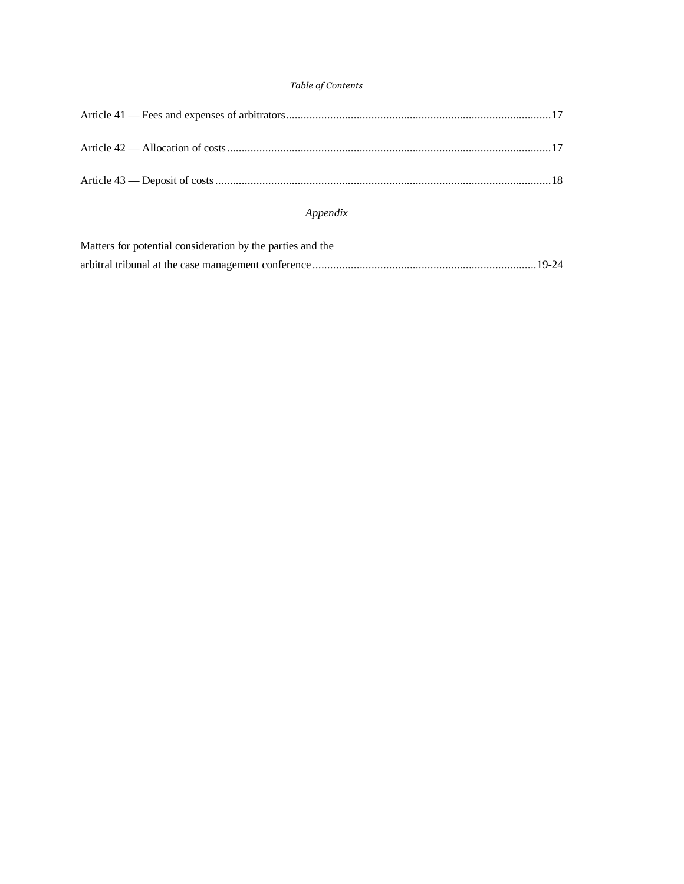Article 41 — Fees and expenses of arbitrators.......................................................................................17

Article 42 — Allocation of costs..........................................................................................................17

Article 43 — Deposit of costs..............................................................................................................18

*Appendix*

Matters for potential consideration by the parties and the arbitral tribunal at the case management conference...........................................................................19-24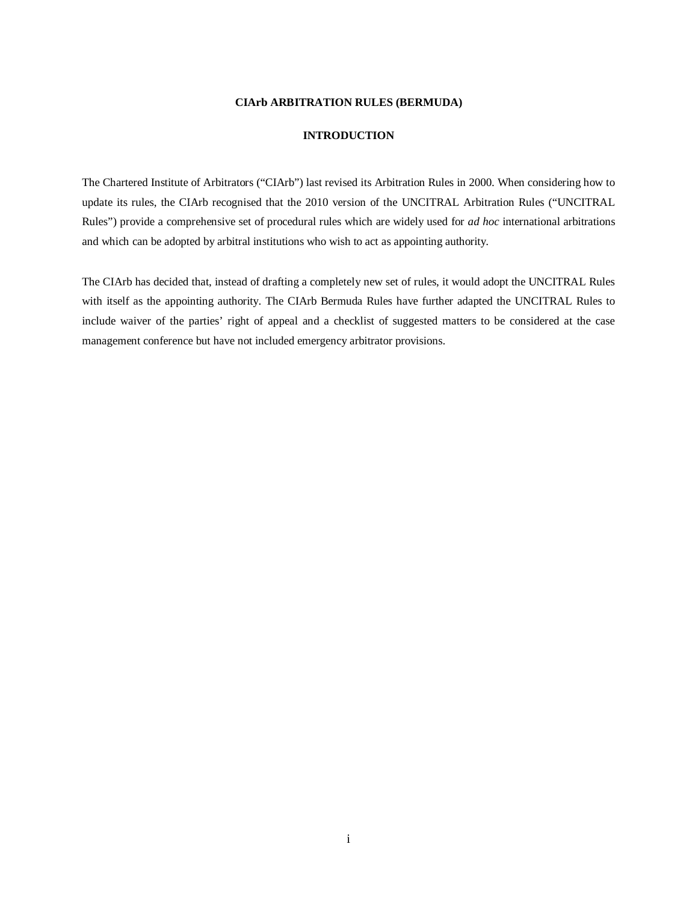# CIArb ARBITRATION RULES (BERMUDA)

## INTRODUCTION

The Chartered Institute of Arbitrators ("CIArb") last revised its Arbitration Rules in 2000. When considering how to update its rules, the CIArb recognised that the 2010 version of the UNCITRAL Arbitration Rules ("UNCITRAL Rules") provide a comprehensive set of procedural rules which are widely used for *ad hoc* international arbitrations and which can be adopted by arbitral institutions who wish to act as appointing authority.

The CIArb has decided that, instead of drafting a completely new set of rules, it would adopt the UNCITRAL Rules with itself as the appointing authority. The CIArb Bermuda Rules have further adapted the UNCITRAL Rules to include waiver of the parties' right of appeal and a checklist of suggested matters to be considered at the case management conference but have not included emergency arbitrator provisions.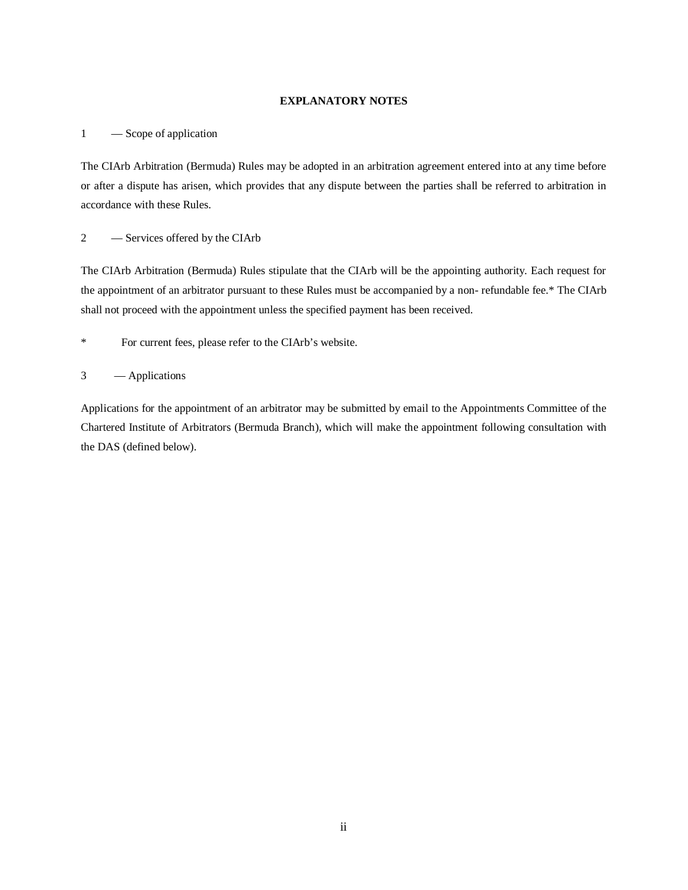# EXPLANATORY NOTES

1 — Scope of application

The CIArb Arbitration (Bermuda) Rules may be adopted in an arbitration agreement entered into at any time before or after a dispute has arisen, which provides that any dispute between the parties shall be referred to arbitration in accordance with these Rules.

2 — Services offered by the CIArb

The CIArb Arbitration (Bermuda) Rules stipulate that the CIArb will be the appointing authority. Each request for the appointment of an arbitrator pursuant to these Rules must be accompanied by a non- refundable fee.* The CIArb shall not proceed with the appointment unless the specified payment has been received.

\* For current fees, please refer to the CIArb's website.

3 — Applications

Applications for the appointment of an arbitrator may be submitted by email to the Appointments Committee of the Chartered Institute of Arbitrators (Bermuda Branch), which will make the appointment following consultation with the DAS (defined below).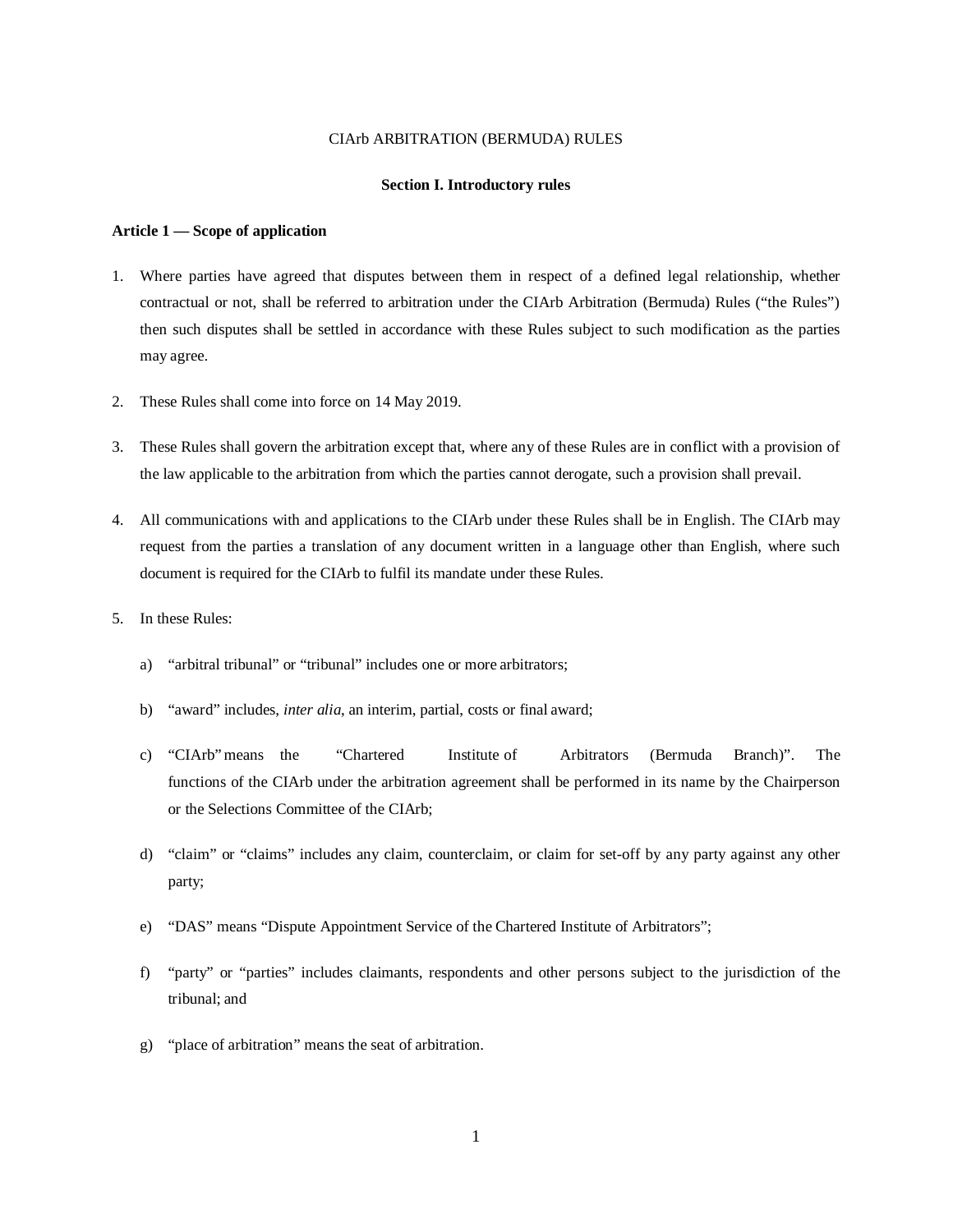CIArb ARBITRATION (BERMUDA) RULES

## Section I. Introductory rules

### Article 1 — Scope of application

1. Where parties have agreed that disputes between them in respect of a defined legal relationship, whether contractual or not, shall be referred to arbitration under the CIArb Arbitration (Bermuda) Rules ("the Rules") then such disputes shall be settled in accordance with these Rules subject to such modification as the parties may agree.

2. These Rules shall come into force on 14 May 2019.

3. These Rules shall govern the arbitration except that, where any of these Rules are in conflict with a provision of the law applicable to the arbitration from which the parties cannot derogate, such a provision shall prevail.

4. All communications with and applications to the CIArb under these Rules shall be in English. The CIArb may request from the parties a translation of any document written in a language other than English, where such document is required for the CIArb to fulfil its mandate under these Rules.

5. In these Rules:

   a) "arbitral tribunal" or "tribunal" includes one or more arbitrators;

   b) "award" includes, *inter alia*, an interim, partial, costs or final award;

   c) "CIArb" means the "Chartered Institute of Arbitrators (Bermuda Branch)". The functions of the CIArb under the arbitration agreement shall be performed in its name by the Chairperson or the Selections Committee of the CIArb;

   d) "claim" or "claims" includes any claim, counterclaim, or claim for set-off by any party against any other party;

   e) "DAS" means "Dispute Appointment Service of the Chartered Institute of Arbitrators";

   f) "party" or "parties" includes claimants, respondents and other persons subject to the jurisdiction of the tribunal; and

   g) "place of arbitration" means the seat of arbitration.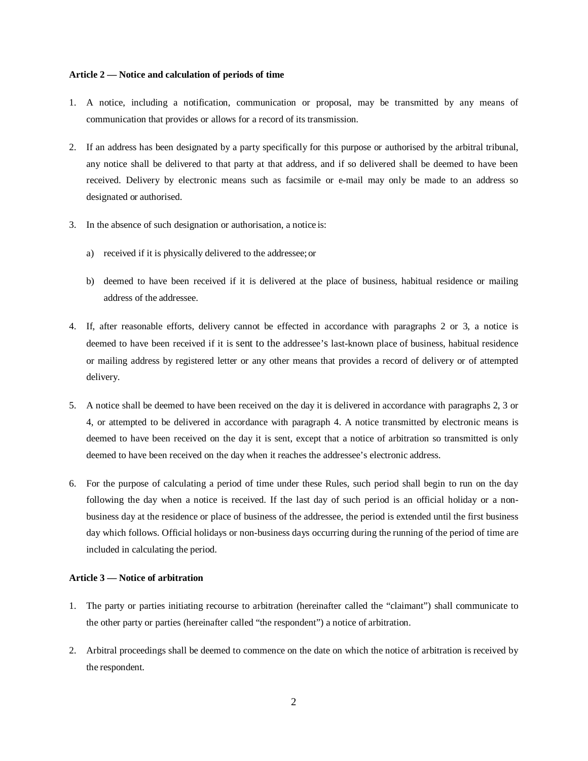**Article 2 — Notice and calculation of periods of time**

1. A notice, including a notification, communication or proposal, may be transmitted by any means of communication that provides or allows for a record of its transmission.

2. If an address has been designated by a party specifically for this purpose or authorised by the arbitral tribunal, any notice shall be delivered to that party at that address, and if so delivered shall be deemed to have been received. Delivery by electronic means such as facsimile or e-mail may only be made to an address so designated or authorised.

3. In the absence of such designation or authorisation, a notice is:

   a) received if it is physically delivered to the addressee; or

   b) deemed to have been received if it is delivered at the place of business, habitual residence or mailing address of the addressee.

4. If, after reasonable efforts, delivery cannot be effected in accordance with paragraphs 2 or 3, a notice is deemed to have been received if it is sent to the addressee's last-known place of business, habitual residence or mailing address by registered letter or any other means that provides a record of delivery or of attempted delivery.

5. A notice shall be deemed to have been received on the day it is delivered in accordance with paragraphs 2, 3 or 4, or attempted to be delivered in accordance with paragraph 4. A notice transmitted by electronic means is deemed to have been received on the day it is sent, except that a notice of arbitration so transmitted is only deemed to have been received on the day when it reaches the addressee's electronic address.

6. For the purpose of calculating a period of time under these Rules, such period shall begin to run on the day following the day when a notice is received. If the last day of such period is an official holiday or a non-business day at the residence or place of business of the addressee, the period is extended until the first business day which follows. Official holidays or non-business days occurring during the running of the period of time are included in calculating the period.

**Article 3 — Notice of arbitration**

1. The party or parties initiating recourse to arbitration (hereinafter called the "claimant") shall communicate to the other party or parties (hereinafter called "the respondent") a notice of arbitration.

2. Arbitral proceedings shall be deemed to commence on the date on which the notice of arbitration is received by the respondent.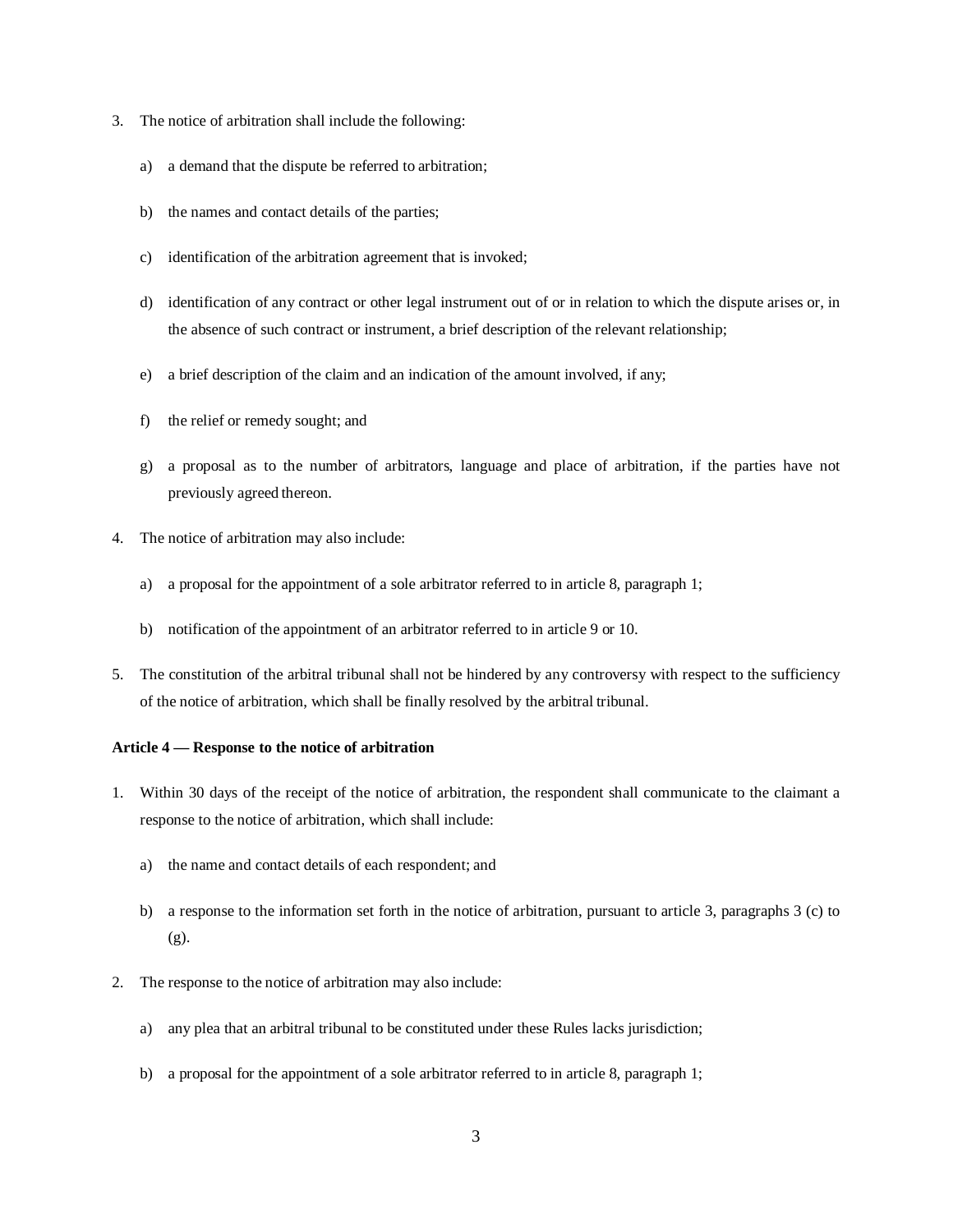3. The notice of arbitration shall include the following:

   a) a demand that the dispute be referred to arbitration;

   b) the names and contact details of the parties;

   c) identification of the arbitration agreement that is invoked;

   d) identification of any contract or other legal instrument out of or in relation to which the dispute arises or, in the absence of such contract or instrument, a brief description of the relevant relationship;

   e) a brief description of the claim and an indication of the amount involved, if any;

   f) the relief or remedy sought; and

   g) a proposal as to the number of arbitrators, language and place of arbitration, if the parties have not previously agreed thereon.

4. The notice of arbitration may also include:

   a) a proposal for the appointment of a sole arbitrator referred to in article 8, paragraph 1;

   b) notification of the appointment of an arbitrator referred to in article 9 or 10.

5. The constitution of the arbitral tribunal shall not be hindered by any controversy with respect to the sufficiency of the notice of arbitration, which shall be finally resolved by the arbitral tribunal.

**Article 4 — Response to the notice of arbitration**

1. Within 30 days of the receipt of the notice of arbitration, the respondent shall communicate to the claimant a response to the notice of arbitration, which shall include:

   a) the name and contact details of each respondent; and

   b) a response to the information set forth in the notice of arbitration, pursuant to article 3, paragraphs 3 (c) to (g).

2. The response to the notice of arbitration may also include:

   a) any plea that an arbitral tribunal to be constituted under these Rules lacks jurisdiction;

   b) a proposal for the appointment of a sole arbitrator referred to in article 8, paragraph 1;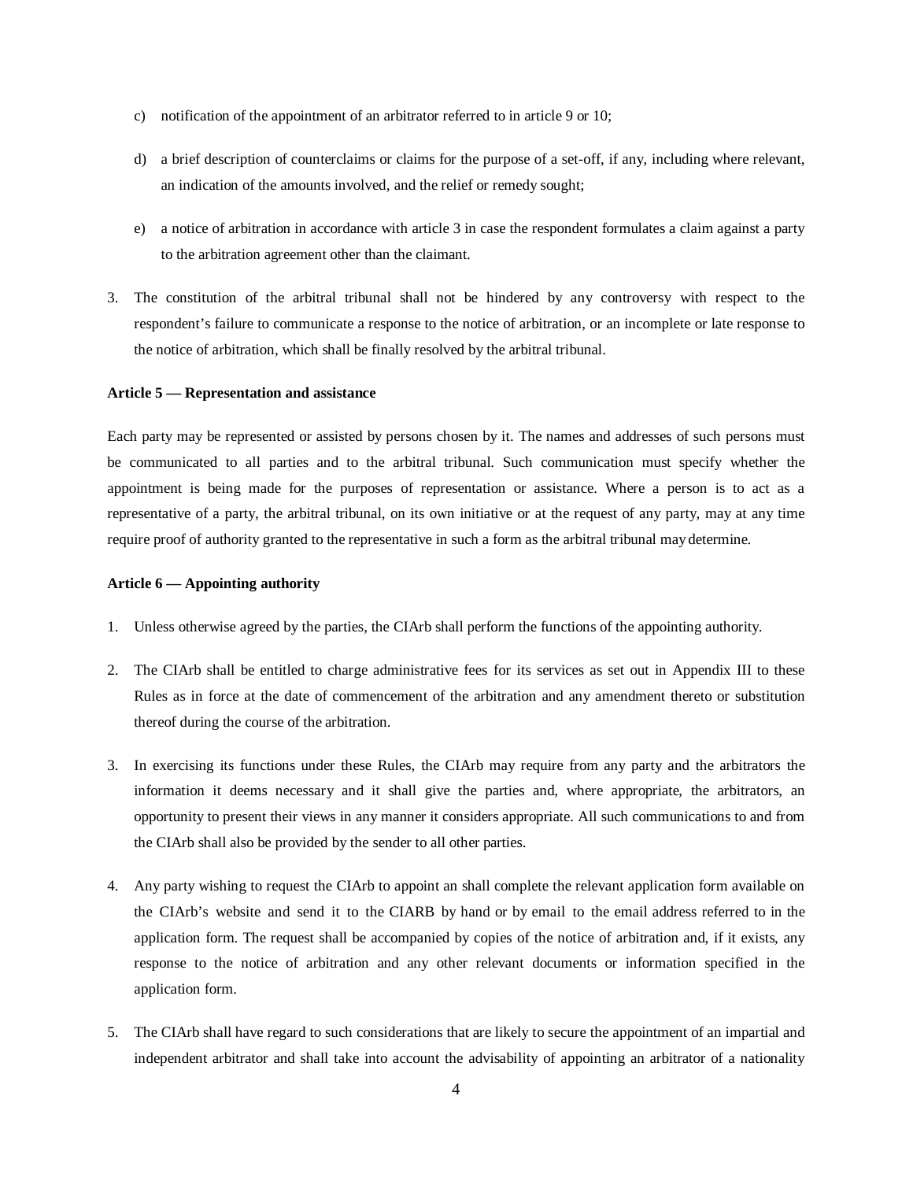c) notification of the appointment of an arbitrator referred to in article 9 or 10;

d) a brief description of counterclaims or claims for the purpose of a set-off, if any, including where relevant, an indication of the amounts involved, and the relief or remedy sought;

e) a notice of arbitration in accordance with article 3 in case the respondent formulates a claim against a party to the arbitration agreement other than the claimant.

3. The constitution of the arbitral tribunal shall not be hindered by any controversy with respect to the respondent's failure to communicate a response to the notice of arbitration, or an incomplete or late response to the notice of arbitration, which shall be finally resolved by the arbitral tribunal.

**Article 5 — Representation and assistance**

Each party may be represented or assisted by persons chosen by it. The names and addresses of such persons must be communicated to all parties and to the arbitral tribunal. Such communication must specify whether the appointment is being made for the purposes of representation or assistance. Where a person is to act as a representative of a party, the arbitral tribunal, on its own initiative or at the request of any party, may at any time require proof of authority granted to the representative in such a form as the arbitral tribunal may determine.

**Article 6 — Appointing authority**

1. Unless otherwise agreed by the parties, the CIArb shall perform the functions of the appointing authority.

2. The CIArb shall be entitled to charge administrative fees for its services as set out in Appendix III to these Rules as in force at the date of commencement of the arbitration and any amendment thereto or substitution thereof during the course of the arbitration.

3. In exercising its functions under these Rules, the CIArb may require from any party and the arbitrators the information it deems necessary and it shall give the parties and, where appropriate, the arbitrators, an opportunity to present their views in any manner it considers appropriate. All such communications to and from the CIArb shall also be provided by the sender to all other parties.

4. Any party wishing to request the CIArb to appoint an shall complete the relevant application form available on the CIArb's website and send it to the CIARB by hand or by email to the email address referred to in the application form. The request shall be accompanied by copies of the notice of arbitration and, if it exists, any response to the notice of arbitration and any other relevant documents or information specified in the application form.

5. The CIArb shall have regard to such considerations that are likely to secure the appointment of an impartial and independent arbitrator and shall take into account the advisability of appointing an arbitrator of a nationality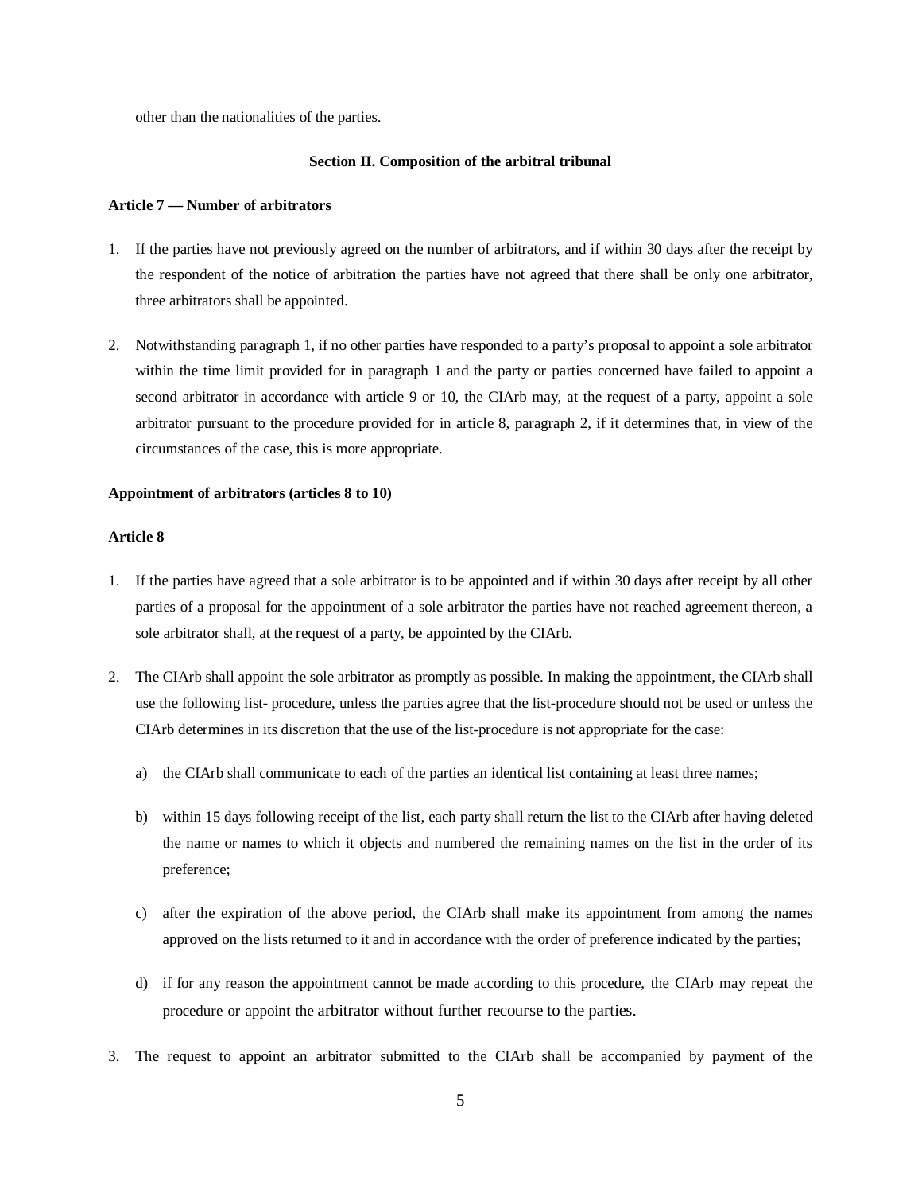other than the nationalities of the parties.

### Section II. Composition of the arbitral tribunal

**Article 7 — Number of arbitrators**

1. If the parties have not previously agreed on the number of arbitrators, and if within 30 days after the receipt by the respondent of the notice of arbitration the parties have not agreed that there shall be only one arbitrator, three arbitrators shall be appointed.

2. Notwithstanding paragraph 1, if no other parties have responded to a party's proposal to appoint a sole arbitrator within the time limit provided for in paragraph 1 and the party or parties concerned have failed to appoint a second arbitrator in accordance with article 9 or 10, the CIArb may, at the request of a party, appoint a sole arbitrator pursuant to the procedure provided for in article 8, paragraph 2, if it determines that, in view of the circumstances of the case, this is more appropriate.

**Appointment of arbitrators (articles 8 to 10)**

**Article 8**

1. If the parties have agreed that a sole arbitrator is to be appointed and if within 30 days after receipt by all other parties of a proposal for the appointment of a sole arbitrator the parties have not reached agreement thereon, a sole arbitrator shall, at the request of a party, be appointed by the CIArb.

2. The CIArb shall appoint the sole arbitrator as promptly as possible. In making the appointment, the CIArb shall use the following list- procedure, unless the parties agree that the list-procedure should not be used or unless the CIArb determines in its discretion that the use of the list-procedure is not appropriate for the case:

   a) the CIArb shall communicate to each of the parties an identical list containing at least three names;

   b) within 15 days following receipt of the list, each party shall return the list to the CIArb after having deleted the name or names to which it objects and numbered the remaining names on the list in the order of its preference;

   c) after the expiration of the above period, the CIArb shall make its appointment from among the names approved on the lists returned to it and in accordance with the order of preference indicated by the parties;

   d) if for any reason the appointment cannot be made according to this procedure, the CIArb may repeat the procedure or appoint the arbitrator without further recourse to the parties.

3. The request to appoint an arbitrator submitted to the CIArb shall be accompanied by payment of the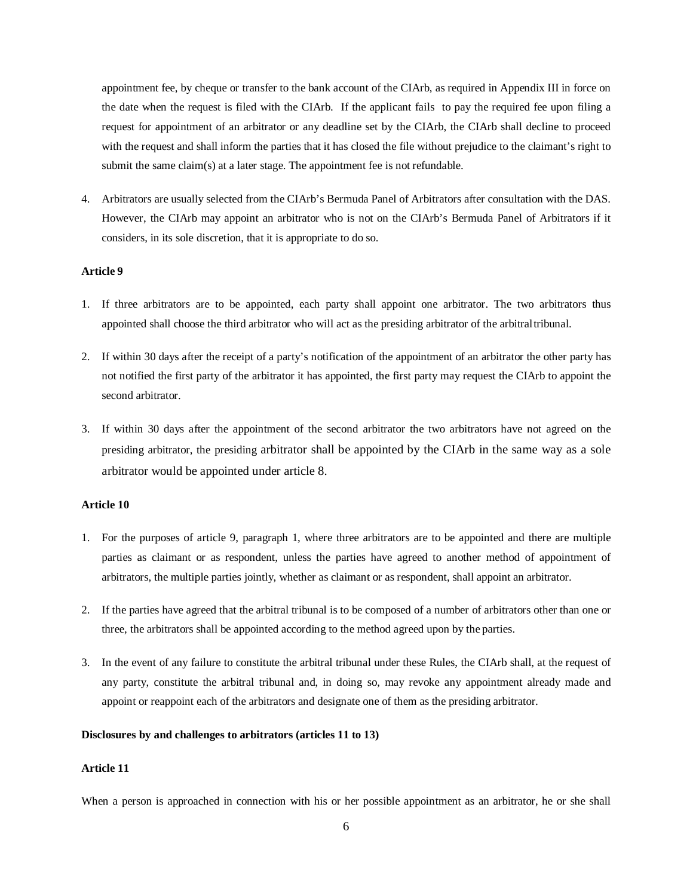appointment fee, by cheque or transfer to the bank account of the CIArb, as required in Appendix III in force on the date when the request is filed with the CIArb. If the applicant fails to pay the required fee upon filing a request for appointment of an arbitrator or any deadline set by the CIArb, the CIArb shall decline to proceed with the request and shall inform the parties that it has closed the file without prejudice to the claimant's right to submit the same claim(s) at a later stage. The appointment fee is not refundable.

4. Arbitrators are usually selected from the CIArb's Bermuda Panel of Arbitrators after consultation with the DAS. However, the CIArb may appoint an arbitrator who is not on the CIArb's Bermuda Panel of Arbitrators if it considers, in its sole discretion, that it is appropriate to do so.

**Article 9**

1. If three arbitrators are to be appointed, each party shall appoint one arbitrator. The two arbitrators thus appointed shall choose the third arbitrator who will act as the presiding arbitrator of the arbitral tribunal.

2. If within 30 days after the receipt of a party's notification of the appointment of an arbitrator the other party has not notified the first party of the arbitrator it has appointed, the first party may request the CIArb to appoint the second arbitrator.

3. If within 30 days after the appointment of the second arbitrator the two arbitrators have not agreed on the presiding arbitrator, the presiding arbitrator shall be appointed by the CIArb in the same way as a sole arbitrator would be appointed under article 8.

**Article 10**

1. For the purposes of article 9, paragraph 1, where three arbitrators are to be appointed and there are multiple parties as claimant or as respondent, unless the parties have agreed to another method of appointment of arbitrators, the multiple parties jointly, whether as claimant or as respondent, shall appoint an arbitrator.

2. If the parties have agreed that the arbitral tribunal is to be composed of a number of arbitrators other than one or three, the arbitrators shall be appointed according to the method agreed upon by the parties.

3. In the event of any failure to constitute the arbitral tribunal under these Rules, the CIArb shall, at the request of any party, constitute the arbitral tribunal and, in doing so, may revoke any appointment already made and appoint or reappoint each of the arbitrators and designate one of them as the presiding arbitrator.

**Disclosures by and challenges to arbitrators (articles 11 to 13)**

**Article 11**

When a person is approached in connection with his or her possible appointment as an arbitrator, he or she shall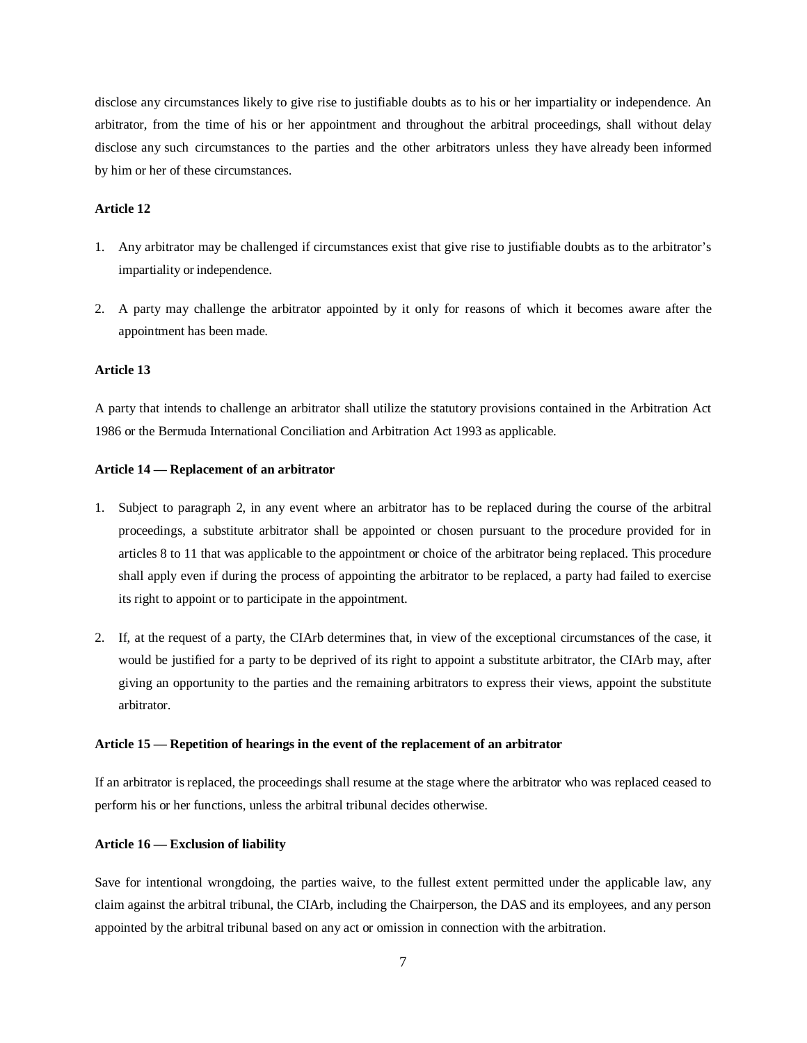disclose any circumstances likely to give rise to justifiable doubts as to his or her impartiality or independence. An arbitrator, from the time of his or her appointment and throughout the arbitral proceedings, shall without delay disclose any such circumstances to the parties and the other arbitrators unless they have already been informed by him or her of these circumstances.

**Article 12**

1. Any arbitrator may be challenged if circumstances exist that give rise to justifiable doubts as to the arbitrator's impartiality or independence.

2. A party may challenge the arbitrator appointed by it only for reasons of which it becomes aware after the appointment has been made.

**Article 13**

A party that intends to challenge an arbitrator shall utilize the statutory provisions contained in the Arbitration Act 1986 or the Bermuda International Conciliation and Arbitration Act 1993 as applicable.

**Article 14 — Replacement of an arbitrator**

1. Subject to paragraph 2, in any event where an arbitrator has to be replaced during the course of the arbitral proceedings, a substitute arbitrator shall be appointed or chosen pursuant to the procedure provided for in articles 8 to 11 that was applicable to the appointment or choice of the arbitrator being replaced. This procedure shall apply even if during the process of appointing the arbitrator to be replaced, a party had failed to exercise its right to appoint or to participate in the appointment.

2. If, at the request of a party, the CIArb determines that, in view of the exceptional circumstances of the case, it would be justified for a party to be deprived of its right to appoint a substitute arbitrator, the CIArb may, after giving an opportunity to the parties and the remaining arbitrators to express their views, appoint the substitute arbitrator.

**Article 15 — Repetition of hearings in the event of the replacement of an arbitrator**

If an arbitrator is replaced, the proceedings shall resume at the stage where the arbitrator who was replaced ceased to perform his or her functions, unless the arbitral tribunal decides otherwise.

**Article 16 — Exclusion of liability**

Save for intentional wrongdoing, the parties waive, to the fullest extent permitted under the applicable law, any claim against the arbitral tribunal, the CIArb, including the Chairperson, the DAS and its employees, and any person appointed by the arbitral tribunal based on any act or omission in connection with the arbitration.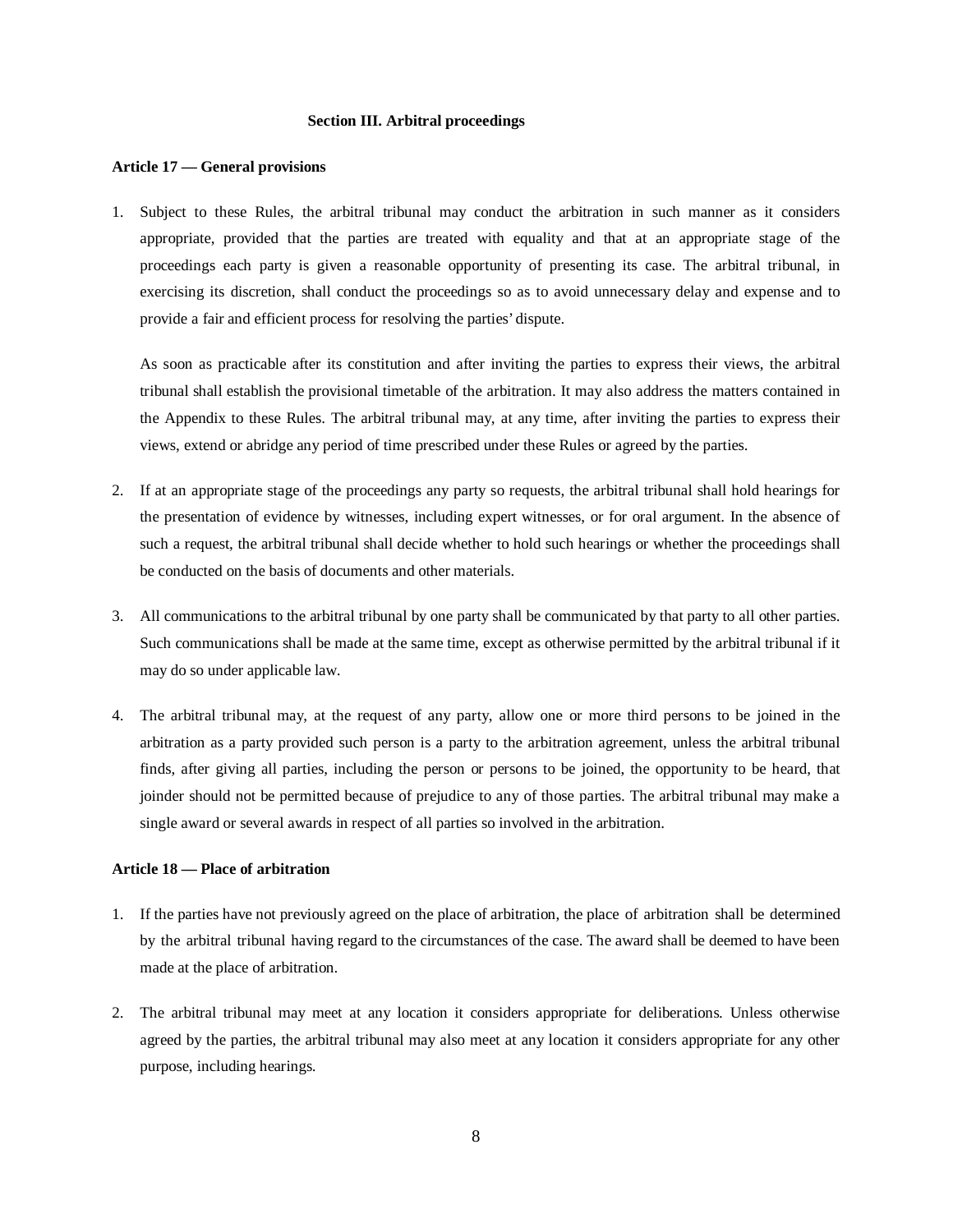## Section III. Arbitral proceedings

### Article 17 — General provisions

1. Subject to these Rules, the arbitral tribunal may conduct the arbitration in such manner as it considers appropriate, provided that the parties are treated with equality and that at an appropriate stage of the proceedings each party is given a reasonable opportunity of presenting its case. The arbitral tribunal, in exercising its discretion, shall conduct the proceedings so as to avoid unnecessary delay and expense and to provide a fair and efficient process for resolving the parties' dispute.

   As soon as practicable after its constitution and after inviting the parties to express their views, the arbitral tribunal shall establish the provisional timetable of the arbitration. It may also address the matters contained in the Appendix to these Rules. The arbitral tribunal may, at any time, after inviting the parties to express their views, extend or abridge any period of time prescribed under these Rules or agreed by the parties.

2. If at an appropriate stage of the proceedings any party so requests, the arbitral tribunal shall hold hearings for the presentation of evidence by witnesses, including expert witnesses, or for oral argument. In the absence of such a request, the arbitral tribunal shall decide whether to hold such hearings or whether the proceedings shall be conducted on the basis of documents and other materials.

3. All communications to the arbitral tribunal by one party shall be communicated by that party to all other parties. Such communications shall be made at the same time, except as otherwise permitted by the arbitral tribunal if it may do so under applicable law.

4. The arbitral tribunal may, at the request of any party, allow one or more third persons to be joined in the arbitration as a party provided such person is a party to the arbitration agreement, unless the arbitral tribunal finds, after giving all parties, including the person or persons to be joined, the opportunity to be heard, that joinder should not be permitted because of prejudice to any of those parties. The arbitral tribunal may make a single award or several awards in respect of all parties so involved in the arbitration.

### Article 18 — Place of arbitration

1. If the parties have not previously agreed on the place of arbitration, the place of arbitration shall be determined by the arbitral tribunal having regard to the circumstances of the case. The award shall be deemed to have been made at the place of arbitration.

2. The arbitral tribunal may meet at any location it considers appropriate for deliberations. Unless otherwise agreed by the parties, the arbitral tribunal may also meet at any location it considers appropriate for any other purpose, including hearings.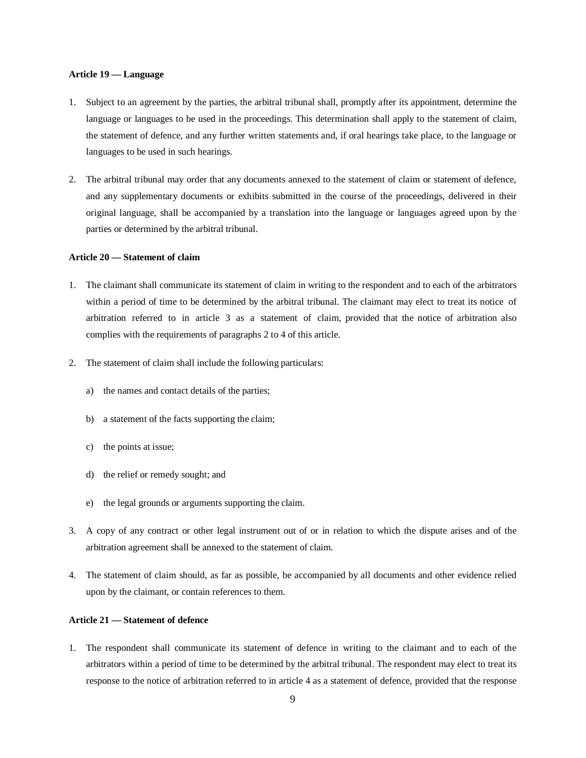**Article 19 — Language**

1. Subject to an agreement by the parties, the arbitral tribunal shall, promptly after its appointment, determine the language or languages to be used in the proceedings. This determination shall apply to the statement of claim, the statement of defence, and any further written statements and, if oral hearings take place, to the language or languages to be used in such hearings.

2. The arbitral tribunal may order that any documents annexed to the statement of claim or statement of defence, and any supplementary documents or exhibits submitted in the course of the proceedings, delivered in their original language, shall be accompanied by a translation into the language or languages agreed upon by the parties or determined by the arbitral tribunal.

**Article 20 — Statement of claim**

1. The claimant shall communicate its statement of claim in writing to the respondent and to each of the arbitrators within a period of time to be determined by the arbitral tribunal. The claimant may elect to treat its notice of arbitration referred to in article 3 as a statement of claim, provided that the notice of arbitration also complies with the requirements of paragraphs 2 to 4 of this article.

2. The statement of claim shall include the following particulars:

   a) the names and contact details of the parties;

   b) a statement of the facts supporting the claim;

   c) the points at issue;

   d) the relief or remedy sought; and

   e) the legal grounds or arguments supporting the claim.

3. A copy of any contract or other legal instrument out of or in relation to which the dispute arises and of the arbitration agreement shall be annexed to the statement of claim.

4. The statement of claim should, as far as possible, be accompanied by all documents and other evidence relied upon by the claimant, or contain references to them.

**Article 21 — Statement of defence**

1. The respondent shall communicate its statement of defence in writing to the claimant and to each of the arbitrators within a period of time to be determined by the arbitral tribunal. The respondent may elect to treat its response to the notice of arbitration referred to in article 4 as a statement of defence, provided that the response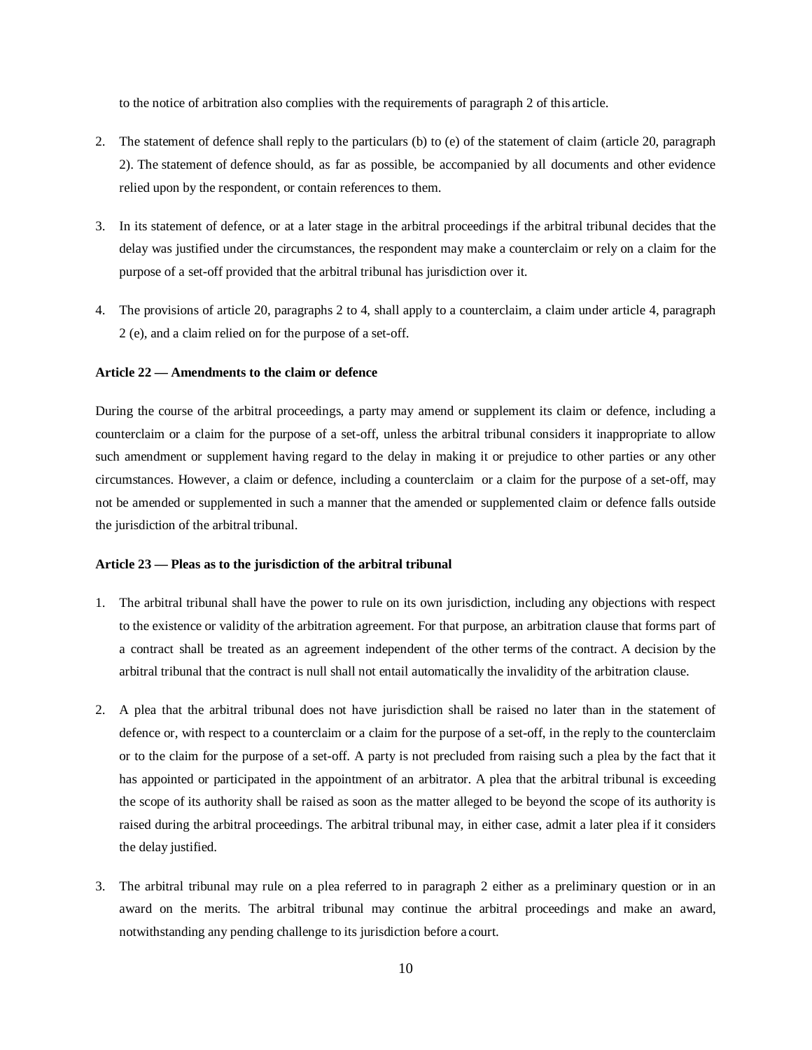to the notice of arbitration also complies with the requirements of paragraph 2 of this article.

2. The statement of defence shall reply to the particulars (b) to (e) of the statement of claim (article 20, paragraph 2). The statement of defence should, as far as possible, be accompanied by all documents and other evidence relied upon by the respondent, or contain references to them.

3. In its statement of defence, or at a later stage in the arbitral proceedings if the arbitral tribunal decides that the delay was justified under the circumstances, the respondent may make a counterclaim or rely on a claim for the purpose of a set-off provided that the arbitral tribunal has jurisdiction over it.

4. The provisions of article 20, paragraphs 2 to 4, shall apply to a counterclaim, a claim under article 4, paragraph 2 (e), and a claim relied on for the purpose of a set-off.

**Article 22 — Amendments to the claim or defence**

During the course of the arbitral proceedings, a party may amend or supplement its claim or defence, including a counterclaim or a claim for the purpose of a set-off, unless the arbitral tribunal considers it inappropriate to allow such amendment or supplement having regard to the delay in making it or prejudice to other parties or any other circumstances. However, a claim or defence, including a counterclaim or a claim for the purpose of a set-off, may not be amended or supplemented in such a manner that the amended or supplemented claim or defence falls outside the jurisdiction of the arbitral tribunal.

**Article 23 — Pleas as to the jurisdiction of the arbitral tribunal**

1. The arbitral tribunal shall have the power to rule on its own jurisdiction, including any objections with respect to the existence or validity of the arbitration agreement. For that purpose, an arbitration clause that forms part of a contract shall be treated as an agreement independent of the other terms of the contract. A decision by the arbitral tribunal that the contract is null shall not entail automatically the invalidity of the arbitration clause.

2. A plea that the arbitral tribunal does not have jurisdiction shall be raised no later than in the statement of defence or, with respect to a counterclaim or a claim for the purpose of a set-off, in the reply to the counterclaim or to the claim for the purpose of a set-off. A party is not precluded from raising such a plea by the fact that it has appointed or participated in the appointment of an arbitrator. A plea that the arbitral tribunal is exceeding the scope of its authority shall be raised as soon as the matter alleged to be beyond the scope of its authority is raised during the arbitral proceedings. The arbitral tribunal may, in either case, admit a later plea if it considers the delay justified.

3. The arbitral tribunal may rule on a plea referred to in paragraph 2 either as a preliminary question or in an award on the merits. The arbitral tribunal may continue the arbitral proceedings and make an award, notwithstanding any pending challenge to its jurisdiction before a court.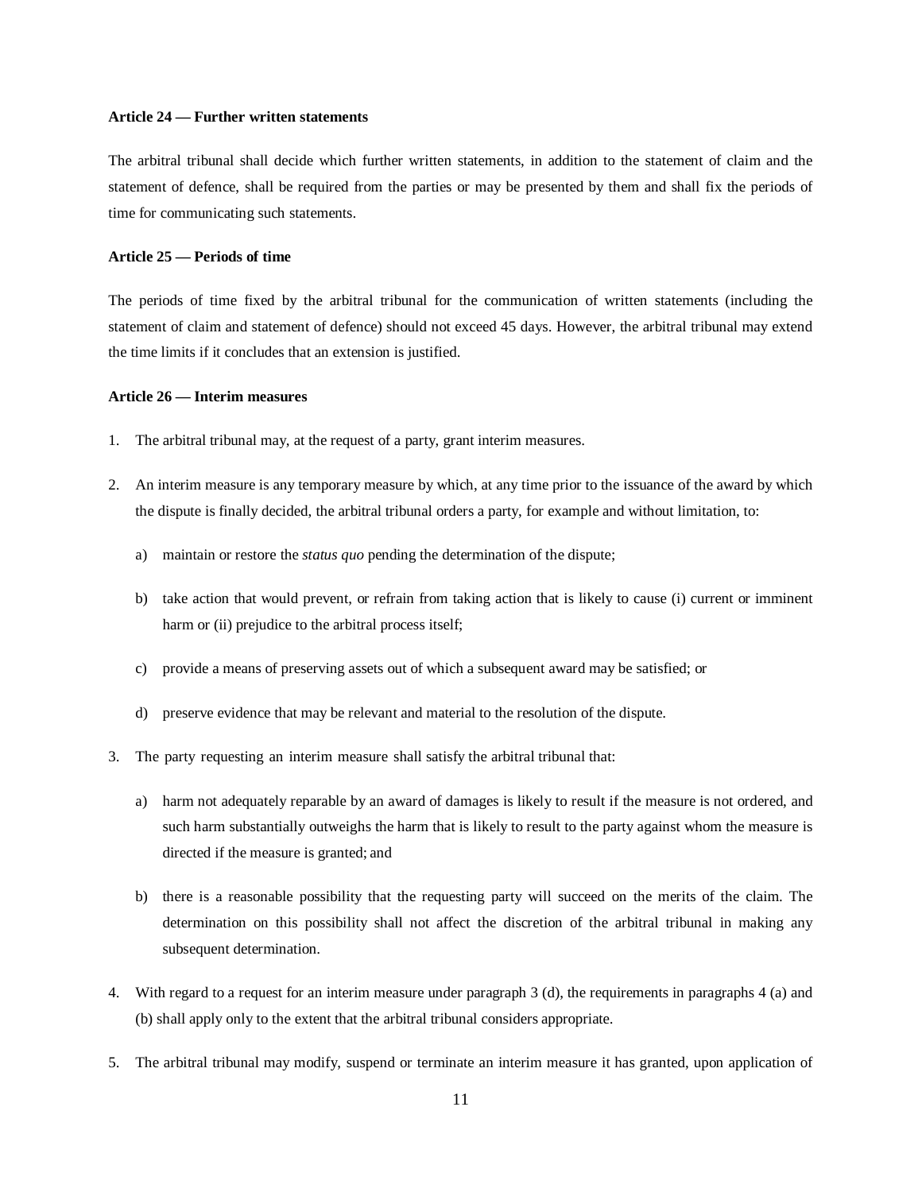**Article 24 — Further written statements**

The arbitral tribunal shall decide which further written statements, in addition to the statement of claim and the statement of defence, shall be required from the parties or may be presented by them and shall fix the periods of time for communicating such statements.

**Article 25 — Periods of time**

The periods of time fixed by the arbitral tribunal for the communication of written statements (including the statement of claim and statement of defence) should not exceed 45 days. However, the arbitral tribunal may extend the time limits if it concludes that an extension is justified.

**Article 26 — Interim measures**

1. The arbitral tribunal may, at the request of a party, grant interim measures.

2. An interim measure is any temporary measure by which, at any time prior to the issuance of the award by which the dispute is finally decided, the arbitral tribunal orders a party, for example and without limitation, to:

   a) maintain or restore the *status quo* pending the determination of the dispute;

   b) take action that would prevent, or refrain from taking action that is likely to cause (i) current or imminent harm or (ii) prejudice to the arbitral process itself;

   c) provide a means of preserving assets out of which a subsequent award may be satisfied; or

   d) preserve evidence that may be relevant and material to the resolution of the dispute.

3. The party requesting an interim measure shall satisfy the arbitral tribunal that:

   a) harm not adequately reparable by an award of damages is likely to result if the measure is not ordered, and such harm substantially outweighs the harm that is likely to result to the party against whom the measure is directed if the measure is granted; and

   b) there is a reasonable possibility that the requesting party will succeed on the merits of the claim. The determination on this possibility shall not affect the discretion of the arbitral tribunal in making any subsequent determination.

4. With regard to a request for an interim measure under paragraph 3 (d), the requirements in paragraphs 4 (a) and (b) shall apply only to the extent that the arbitral tribunal considers appropriate.

5. The arbitral tribunal may modify, suspend or terminate an interim measure it has granted, upon application of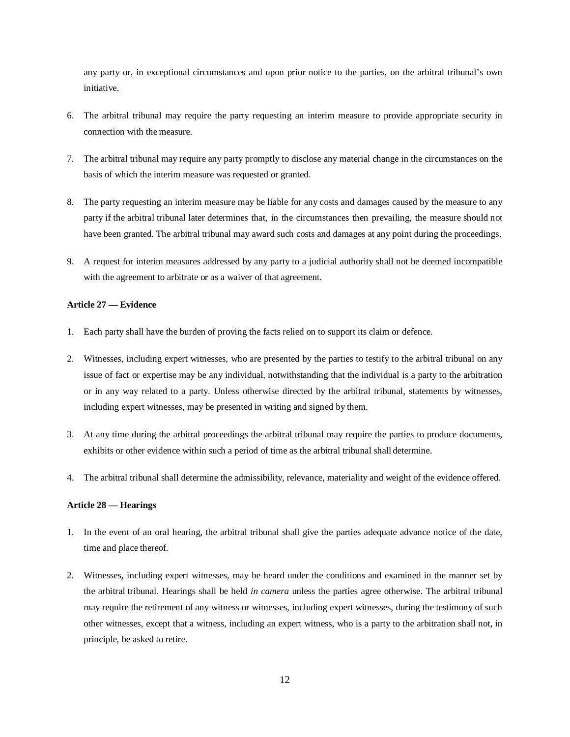any party or, in exceptional circumstances and upon prior notice to the parties, on the arbitral tribunal's own initiative.

6. The arbitral tribunal may require the party requesting an interim measure to provide appropriate security in connection with the measure.

7. The arbitral tribunal may require any party promptly to disclose any material change in the circumstances on the basis of which the interim measure was requested or granted.

8. The party requesting an interim measure may be liable for any costs and damages caused by the measure to any party if the arbitral tribunal later determines that, in the circumstances then prevailing, the measure should not have been granted. The arbitral tribunal may award such costs and damages at any point during the proceedings.

9. A request for interim measures addressed by any party to a judicial authority shall not be deemed incompatible with the agreement to arbitrate or as a waiver of that agreement.

**Article 27 — Evidence**

1. Each party shall have the burden of proving the facts relied on to support its claim or defence.

2. Witnesses, including expert witnesses, who are presented by the parties to testify to the arbitral tribunal on any issue of fact or expertise may be any individual, notwithstanding that the individual is a party to the arbitration or in any way related to a party. Unless otherwise directed by the arbitral tribunal, statements by witnesses, including expert witnesses, may be presented in writing and signed by them.

3. At any time during the arbitral proceedings the arbitral tribunal may require the parties to produce documents, exhibits or other evidence within such a period of time as the arbitral tribunal shall determine.

4. The arbitral tribunal shall determine the admissibility, relevance, materiality and weight of the evidence offered.

**Article 28 — Hearings**

1. In the event of an oral hearing, the arbitral tribunal shall give the parties adequate advance notice of the date, time and place thereof.

2. Witnesses, including expert witnesses, may be heard under the conditions and examined in the manner set by the arbitral tribunal. Hearings shall be held *in camera* unless the parties agree otherwise. The arbitral tribunal may require the retirement of any witness or witnesses, including expert witnesses, during the testimony of such other witnesses, except that a witness, including an expert witness, who is a party to the arbitration shall not, in principle, be asked to retire.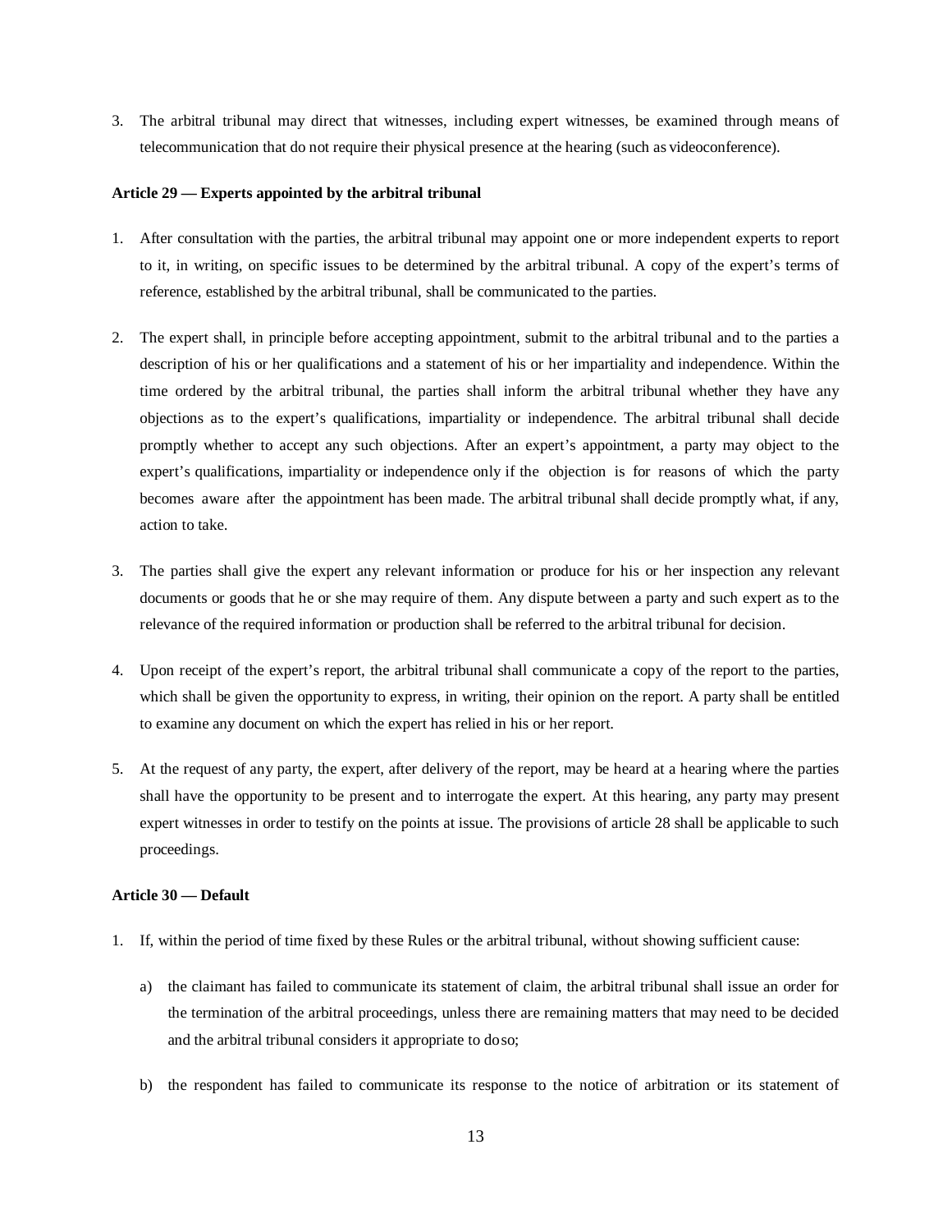3. The arbitral tribunal may direct that witnesses, including expert witnesses, be examined through means of telecommunication that do not require their physical presence at the hearing (such as videoconference).

**Article 29 — Experts appointed by the arbitral tribunal**

1. After consultation with the parties, the arbitral tribunal may appoint one or more independent experts to report to it, in writing, on specific issues to be determined by the arbitral tribunal. A copy of the expert's terms of reference, established by the arbitral tribunal, shall be communicated to the parties.

2. The expert shall, in principle before accepting appointment, submit to the arbitral tribunal and to the parties a description of his or her qualifications and a statement of his or her impartiality and independence. Within the time ordered by the arbitral tribunal, the parties shall inform the arbitral tribunal whether they have any objections as to the expert's qualifications, impartiality or independence. The arbitral tribunal shall decide promptly whether to accept any such objections. After an expert's appointment, a party may object to the expert's qualifications, impartiality or independence only if the objection is for reasons of which the party becomes aware after the appointment has been made. The arbitral tribunal shall decide promptly what, if any, action to take.

3. The parties shall give the expert any relevant information or produce for his or her inspection any relevant documents or goods that he or she may require of them. Any dispute between a party and such expert as to the relevance of the required information or production shall be referred to the arbitral tribunal for decision.

4. Upon receipt of the expert's report, the arbitral tribunal shall communicate a copy of the report to the parties, which shall be given the opportunity to express, in writing, their opinion on the report. A party shall be entitled to examine any document on which the expert has relied in his or her report.

5. At the request of any party, the expert, after delivery of the report, may be heard at a hearing where the parties shall have the opportunity to be present and to interrogate the expert. At this hearing, any party may present expert witnesses in order to testify on the points at issue. The provisions of article 28 shall be applicable to such proceedings.

**Article 30 — Default**

1. If, within the period of time fixed by these Rules or the arbitral tribunal, without showing sufficient cause:

   a) the claimant has failed to communicate its statement of claim, the arbitral tribunal shall issue an order for the termination of the arbitral proceedings, unless there are remaining matters that may need to be decided and the arbitral tribunal considers it appropriate to do so;

   b) the respondent has failed to communicate its response to the notice of arbitration or its statement of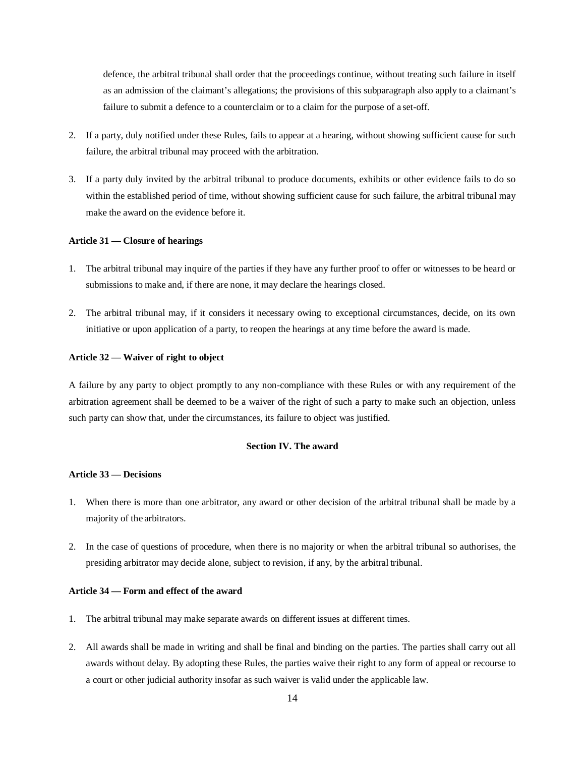defence, the arbitral tribunal shall order that the proceedings continue, without treating such failure in itself as an admission of the claimant's allegations; the provisions of this subparagraph also apply to a claimant's failure to submit a defence to a counterclaim or to a claim for the purpose of a set-off.

2. If a party, duly notified under these Rules, fails to appear at a hearing, without showing sufficient cause for such failure, the arbitral tribunal may proceed with the arbitration.

3. If a party duly invited by the arbitral tribunal to produce documents, exhibits or other evidence fails to do so within the established period of time, without showing sufficient cause for such failure, the arbitral tribunal may make the award on the evidence before it.

**Article 31 — Closure of hearings**

1. The arbitral tribunal may inquire of the parties if they have any further proof to offer or witnesses to be heard or submissions to make and, if there are none, it may declare the hearings closed.

2. The arbitral tribunal may, if it considers it necessary owing to exceptional circumstances, decide, on its own initiative or upon application of a party, to reopen the hearings at any time before the award is made.

**Article 32 — Waiver of right to object**

A failure by any party to object promptly to any non-compliance with these Rules or with any requirement of the arbitration agreement shall be deemed to be a waiver of the right of such a party to make such an objection, unless such party can show that, under the circumstances, its failure to object was justified.

## Section IV. The award

**Article 33 — Decisions**

1. When there is more than one arbitrator, any award or other decision of the arbitral tribunal shall be made by a majority of the arbitrators.

2. In the case of questions of procedure, when there is no majority or when the arbitral tribunal so authorises, the presiding arbitrator may decide alone, subject to revision, if any, by the arbitral tribunal.

**Article 34 — Form and effect of the award**

1. The arbitral tribunal may make separate awards on different issues at different times.

2. All awards shall be made in writing and shall be final and binding on the parties. The parties shall carry out all awards without delay. By adopting these Rules, the parties waive their right to any form of appeal or recourse to a court or other judicial authority insofar as such waiver is valid under the applicable law.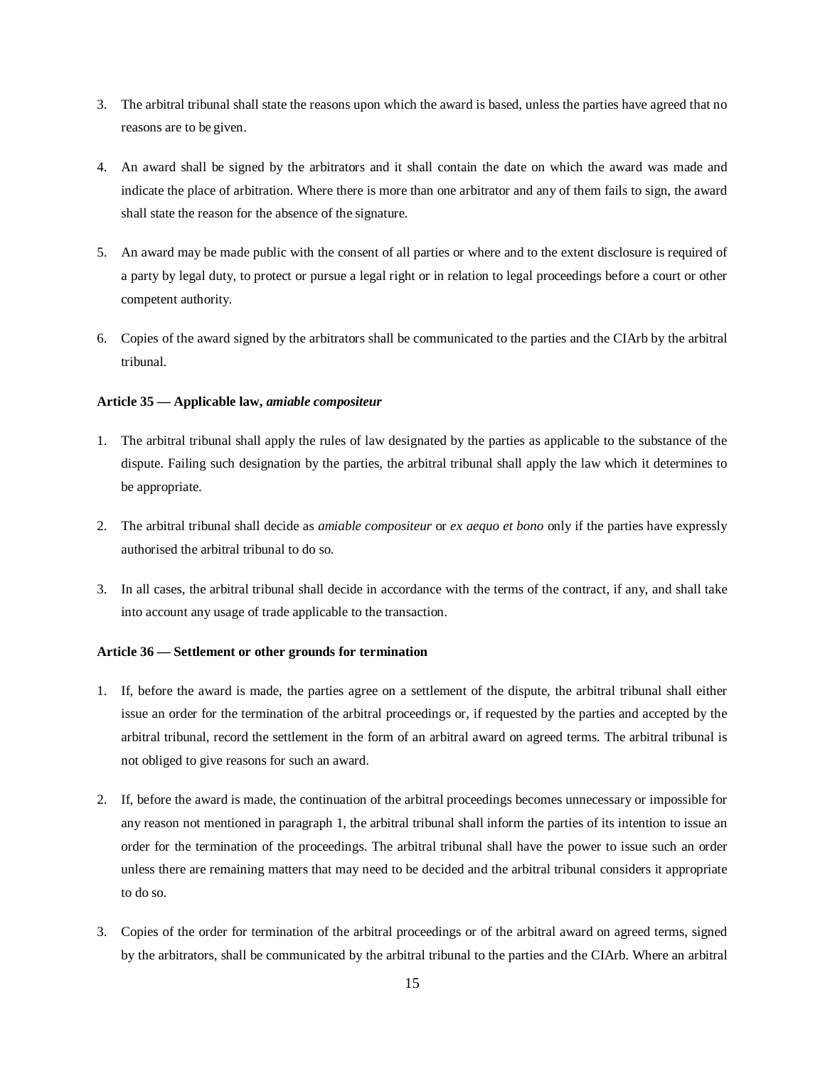3. The arbitral tribunal shall state the reasons upon which the award is based, unless the parties have agreed that no reasons are to be given.

4. An award shall be signed by the arbitrators and it shall contain the date on which the award was made and indicate the place of arbitration. Where there is more than one arbitrator and any of them fails to sign, the award shall state the reason for the absence of the signature.

5. An award may be made public with the consent of all parties or where and to the extent disclosure is required of a party by legal duty, to protect or pursue a legal right or in relation to legal proceedings before a court or other competent authority.

6. Copies of the award signed by the arbitrators shall be communicated to the parties and the CIArb by the arbitral tribunal.

**Article 35 — Applicable law, *amiable compositeur***

1. The arbitral tribunal shall apply the rules of law designated by the parties as applicable to the substance of the dispute. Failing such designation by the parties, the arbitral tribunal shall apply the law which it determines to be appropriate.

2. The arbitral tribunal shall decide as *amiable compositeur* or *ex aequo et bono* only if the parties have expressly authorised the arbitral tribunal to do so.

3. In all cases, the arbitral tribunal shall decide in accordance with the terms of the contract, if any, and shall take into account any usage of trade applicable to the transaction.

**Article 36 — Settlement or other grounds for termination**

1. If, before the award is made, the parties agree on a settlement of the dispute, the arbitral tribunal shall either issue an order for the termination of the arbitral proceedings or, if requested by the parties and accepted by the arbitral tribunal, record the settlement in the form of an arbitral award on agreed terms. The arbitral tribunal is not obliged to give reasons for such an award.

2. If, before the award is made, the continuation of the arbitral proceedings becomes unnecessary or impossible for any reason not mentioned in paragraph 1, the arbitral tribunal shall inform the parties of its intention to issue an order for the termination of the proceedings. The arbitral tribunal shall have the power to issue such an order unless there are remaining matters that may need to be decided and the arbitral tribunal considers it appropriate to do so.

3. Copies of the order for termination of the arbitral proceedings or of the arbitral award on agreed terms, signed by the arbitrators, shall be communicated by the arbitral tribunal to the parties and the CIArb. Where an arbitral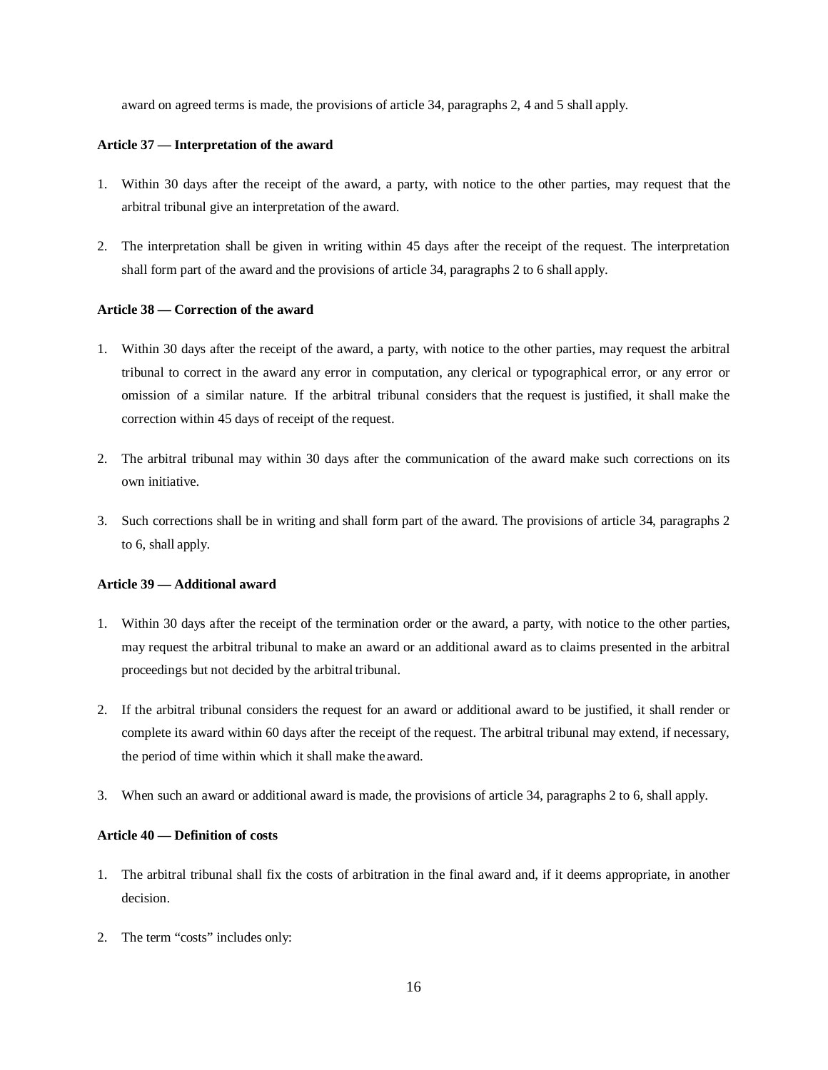award on agreed terms is made, the provisions of article 34, paragraphs 2, 4 and 5 shall apply.

**Article 37 — Interpretation of the award**

1. Within 30 days after the receipt of the award, a party, with notice to the other parties, may request that the arbitral tribunal give an interpretation of the award.

2. The interpretation shall be given in writing within 45 days after the receipt of the request. The interpretation shall form part of the award and the provisions of article 34, paragraphs 2 to 6 shall apply.

**Article 38 — Correction of the award**

1. Within 30 days after the receipt of the award, a party, with notice to the other parties, may request the arbitral tribunal to correct in the award any error in computation, any clerical or typographical error, or any error or omission of a similar nature. If the arbitral tribunal considers that the request is justified, it shall make the correction within 45 days of receipt of the request.

2. The arbitral tribunal may within 30 days after the communication of the award make such corrections on its own initiative.

3. Such corrections shall be in writing and shall form part of the award. The provisions of article 34, paragraphs 2 to 6, shall apply.

**Article 39 — Additional award**

1. Within 30 days after the receipt of the termination order or the award, a party, with notice to the other parties, may request the arbitral tribunal to make an award or an additional award as to claims presented in the arbitral proceedings but not decided by the arbitral tribunal.

2. If the arbitral tribunal considers the request for an award or additional award to be justified, it shall render or complete its award within 60 days after the receipt of the request. The arbitral tribunal may extend, if necessary, the period of time within which it shall make the award.

3. When such an award or additional award is made, the provisions of article 34, paragraphs 2 to 6, shall apply.

**Article 40 — Definition of costs**

1. The arbitral tribunal shall fix the costs of arbitration in the final award and, if it deems appropriate, in another decision.

2. The term "costs" includes only: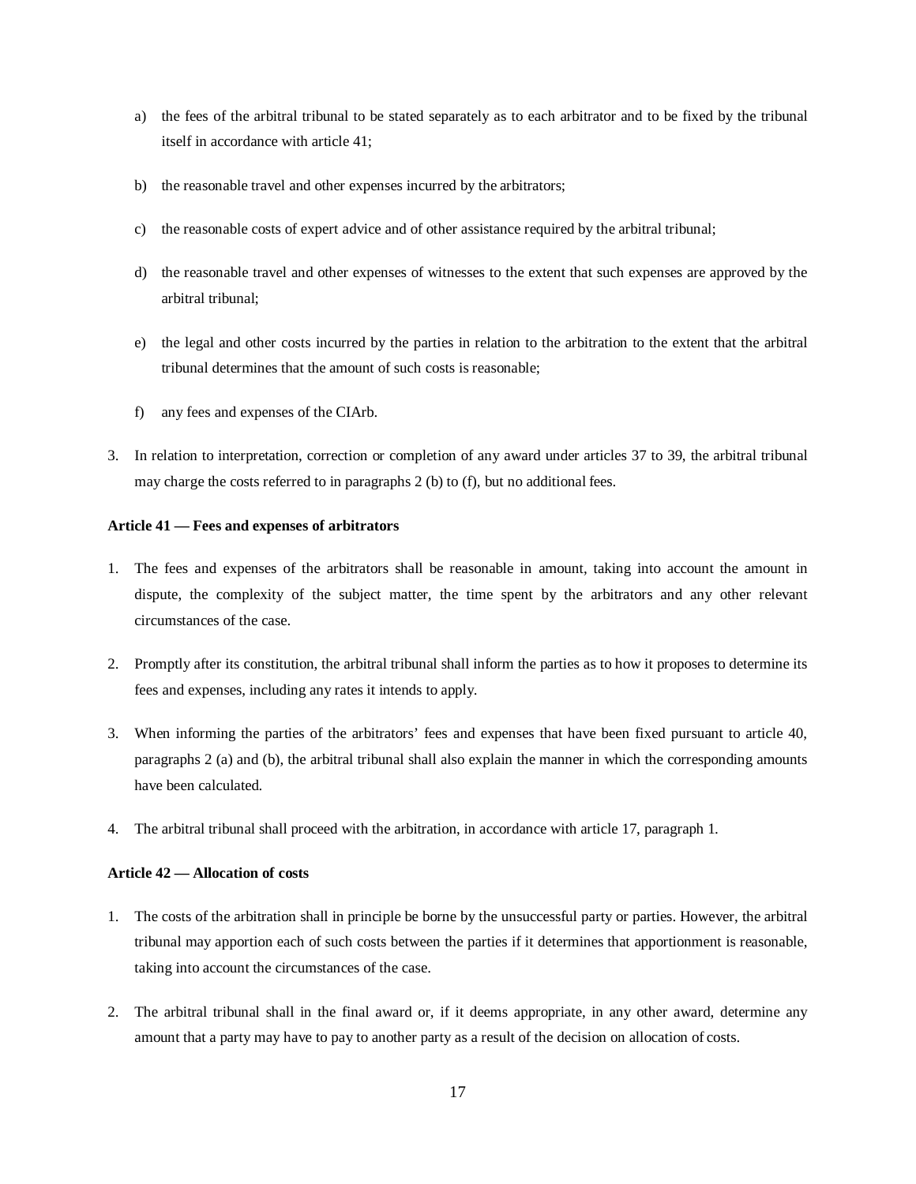a) the fees of the arbitral tribunal to be stated separately as to each arbitrator and to be fixed by the tribunal itself in accordance with article 41;

b) the reasonable travel and other expenses incurred by the arbitrators;

c) the reasonable costs of expert advice and of other assistance required by the arbitral tribunal;

d) the reasonable travel and other expenses of witnesses to the extent that such expenses are approved by the arbitral tribunal;

e) the legal and other costs incurred by the parties in relation to the arbitration to the extent that the arbitral tribunal determines that the amount of such costs is reasonable;

f) any fees and expenses of the CIArb.

3. In relation to interpretation, correction or completion of any award under articles 37 to 39, the arbitral tribunal may charge the costs referred to in paragraphs 2 (b) to (f), but no additional fees.

**Article 41 — Fees and expenses of arbitrators**

1. The fees and expenses of the arbitrators shall be reasonable in amount, taking into account the amount in dispute, the complexity of the subject matter, the time spent by the arbitrators and any other relevant circumstances of the case.

2. Promptly after its constitution, the arbitral tribunal shall inform the parties as to how it proposes to determine its fees and expenses, including any rates it intends to apply.

3. When informing the parties of the arbitrators' fees and expenses that have been fixed pursuant to article 40, paragraphs 2 (a) and (b), the arbitral tribunal shall also explain the manner in which the corresponding amounts have been calculated.

4. The arbitral tribunal shall proceed with the arbitration, in accordance with article 17, paragraph 1.

**Article 42 — Allocation of costs**

1. The costs of the arbitration shall in principle be borne by the unsuccessful party or parties. However, the arbitral tribunal may apportion each of such costs between the parties if it determines that apportionment is reasonable, taking into account the circumstances of the case.

2. The arbitral tribunal shall in the final award or, if it deems appropriate, in any other award, determine any amount that a party may have to pay to another party as a result of the decision on allocation of costs.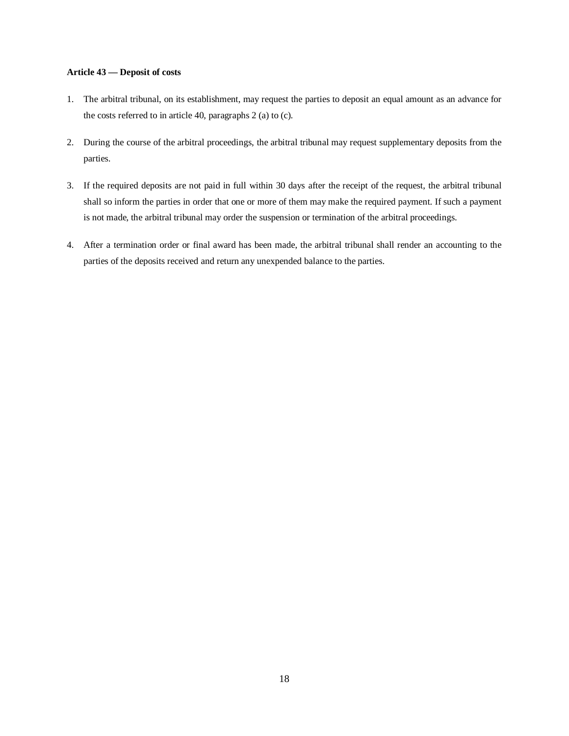**Article 43 — Deposit of costs**

1. The arbitral tribunal, on its establishment, may request the parties to deposit an equal amount as an advance for the costs referred to in article 40, paragraphs 2 (a) to (c).

2. During the course of the arbitral proceedings, the arbitral tribunal may request supplementary deposits from the parties.

3. If the required deposits are not paid in full within 30 days after the receipt of the request, the arbitral tribunal shall so inform the parties in order that one or more of them may make the required payment. If such a payment is not made, the arbitral tribunal may order the suspension or termination of the arbitral proceedings.

4. After a termination order or final award has been made, the arbitral tribunal shall render an accounting to the parties of the deposits received and return any unexpended balance to the parties.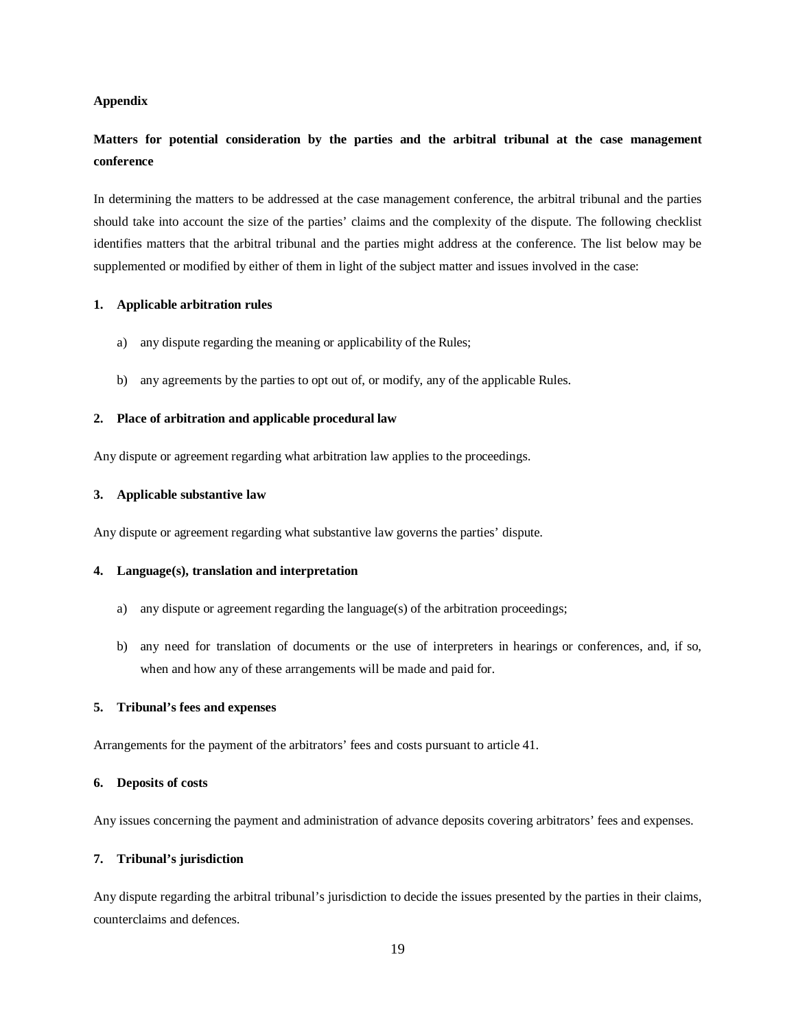**Appendix**

**Matters for potential consideration by the parties and the arbitral tribunal at the case management conference**

In determining the matters to be addressed at the case management conference, the arbitral tribunal and the parties should take into account the size of the parties' claims and the complexity of the dispute. The following checklist identifies matters that the arbitral tribunal and the parties might address at the conference. The list below may be supplemented or modified by either of them in light of the subject matter and issues involved in the case:

**1. Applicable arbitration rules**

a) any dispute regarding the meaning or applicability of the Rules;

b) any agreements by the parties to opt out of, or modify, any of the applicable Rules.

**2. Place of arbitration and applicable procedural law**

Any dispute or agreement regarding what arbitration law applies to the proceedings.

**3. Applicable substantive law**

Any dispute or agreement regarding what substantive law governs the parties' dispute.

**4. Language(s), translation and interpretation**

a) any dispute or agreement regarding the language(s) of the arbitration proceedings;

b) any need for translation of documents or the use of interpreters in hearings or conferences, and, if so, when and how any of these arrangements will be made and paid for.

**5. Tribunal's fees and expenses**

Arrangements for the payment of the arbitrators' fees and costs pursuant to article 41.

**6. Deposits of costs**

Any issues concerning the payment and administration of advance deposits covering arbitrators' fees and expenses.

**7. Tribunal's jurisdiction**

Any dispute regarding the arbitral tribunal's jurisdiction to decide the issues presented by the parties in their claims, counterclaims and defences.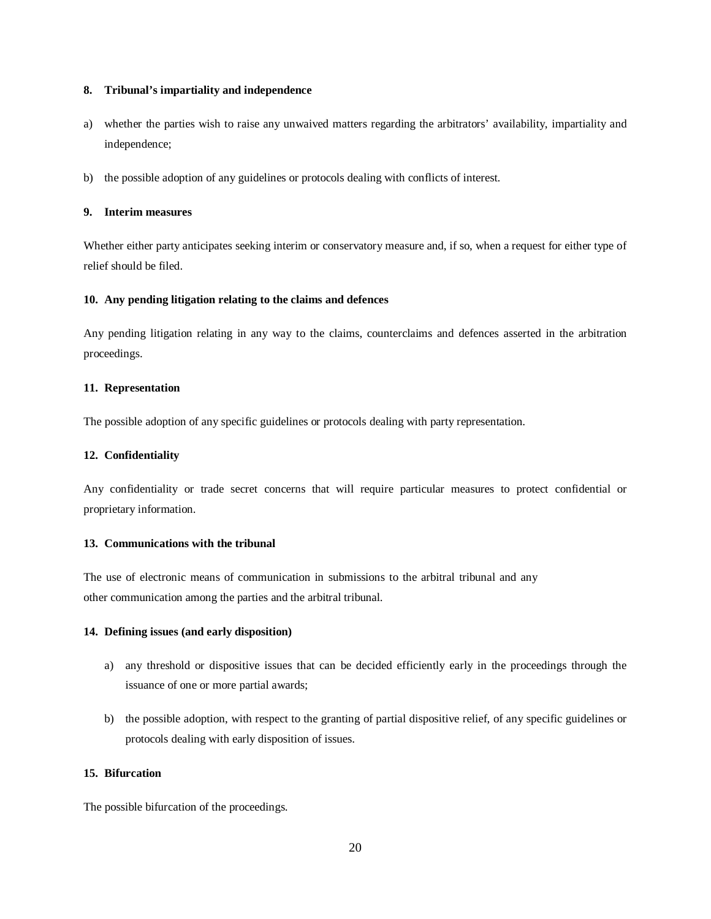**8. Tribunal's impartiality and independence**

a) whether the parties wish to raise any unwaived matters regarding the arbitrators' availability, impartiality and independence;

b) the possible adoption of any guidelines or protocols dealing with conflicts of interest.

**9. Interim measures**

Whether either party anticipates seeking interim or conservatory measure and, if so, when a request for either type of relief should be filed.

**10. Any pending litigation relating to the claims and defences**

Any pending litigation relating in any way to the claims, counterclaims and defences asserted in the arbitration proceedings.

**11. Representation**

The possible adoption of any specific guidelines or protocols dealing with party representation.

**12. Confidentiality**

Any confidentiality or trade secret concerns that will require particular measures to protect confidential or proprietary information.

**13. Communications with the tribunal**

The use of electronic means of communication in submissions to the arbitral tribunal and any other communication among the parties and the arbitral tribunal.

**14. Defining issues (and early disposition)**

a) any threshold or dispositive issues that can be decided efficiently early in the proceedings through the issuance of one or more partial awards;

b) the possible adoption, with respect to the granting of partial dispositive relief, of any specific guidelines or protocols dealing with early disposition of issues.

**15. Bifurcation**

The possible bifurcation of the proceedings.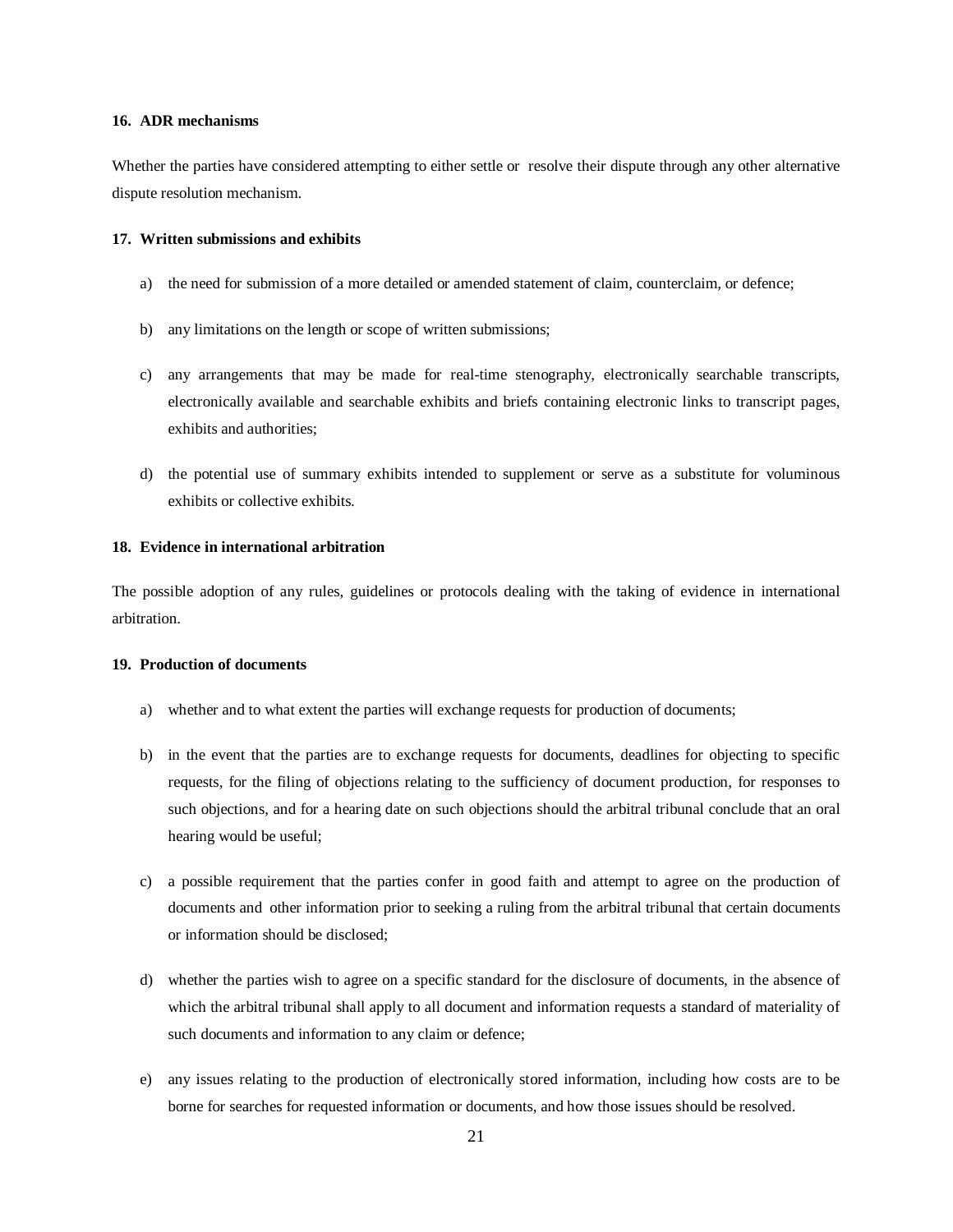**16. ADR mechanisms**

Whether the parties have considered attempting to either settle or resolve their dispute through any other alternative dispute resolution mechanism.

**17. Written submissions and exhibits**

a) the need for submission of a more detailed or amended statement of claim, counterclaim, or defence;

b) any limitations on the length or scope of written submissions;

c) any arrangements that may be made for real-time stenography, electronically searchable transcripts, electronically available and searchable exhibits and briefs containing electronic links to transcript pages, exhibits and authorities;

d) the potential use of summary exhibits intended to supplement or serve as a substitute for voluminous exhibits or collective exhibits.

**18. Evidence in international arbitration**

The possible adoption of any rules, guidelines or protocols dealing with the taking of evidence in international arbitration.

**19. Production of documents**

a) whether and to what extent the parties will exchange requests for production of documents;

b) in the event that the parties are to exchange requests for documents, deadlines for objecting to specific requests, for the filing of objections relating to the sufficiency of document production, for responses to such objections, and for a hearing date on such objections should the arbitral tribunal conclude that an oral hearing would be useful;

c) a possible requirement that the parties confer in good faith and attempt to agree on the production of documents and other information prior to seeking a ruling from the arbitral tribunal that certain documents or information should be disclosed;

d) whether the parties wish to agree on a specific standard for the disclosure of documents, in the absence of which the arbitral tribunal shall apply to all document and information requests a standard of materiality of such documents and information to any claim or defence;

e) any issues relating to the production of electronically stored information, including how costs are to be borne for searches for requested information or documents, and how those issues should be resolved.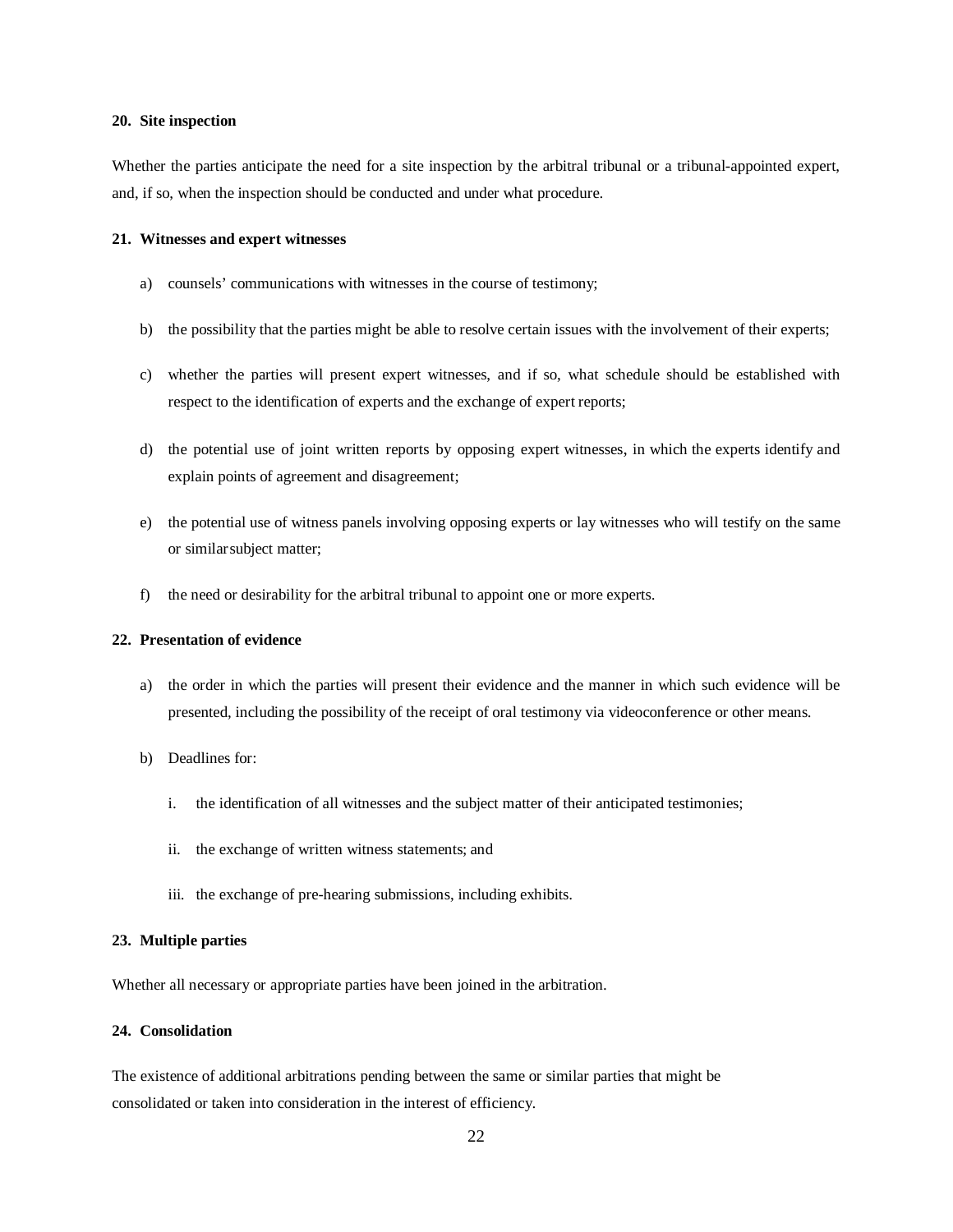**20. Site inspection**

Whether the parties anticipate the need for a site inspection by the arbitral tribunal or a tribunal-appointed expert, and, if so, when the inspection should be conducted and under what procedure.

**21. Witnesses and expert witnesses**

a) counsels' communications with witnesses in the course of testimony;

b) the possibility that the parties might be able to resolve certain issues with the involvement of their experts;

c) whether the parties will present expert witnesses, and if so, what schedule should be established with respect to the identification of experts and the exchange of expert reports;

d) the potential use of joint written reports by opposing expert witnesses, in which the experts identify and explain points of agreement and disagreement;

e) the potential use of witness panels involving opposing experts or lay witnesses who will testify on the same or similar subject matter;

f) the need or desirability for the arbitral tribunal to appoint one or more experts.

**22. Presentation of evidence**

a) the order in which the parties will present their evidence and the manner in which such evidence will be presented, including the possibility of the receipt of oral testimony via videoconference or other means.

b) Deadlines for:

   i. the identification of all witnesses and the subject matter of their anticipated testimonies;

   ii. the exchange of written witness statements; and

   iii. the exchange of pre-hearing submissions, including exhibits.

**23. Multiple parties**

Whether all necessary or appropriate parties have been joined in the arbitration.

**24. Consolidation**

The existence of additional arbitrations pending between the same or similar parties that might be consolidated or taken into consideration in the interest of efficiency.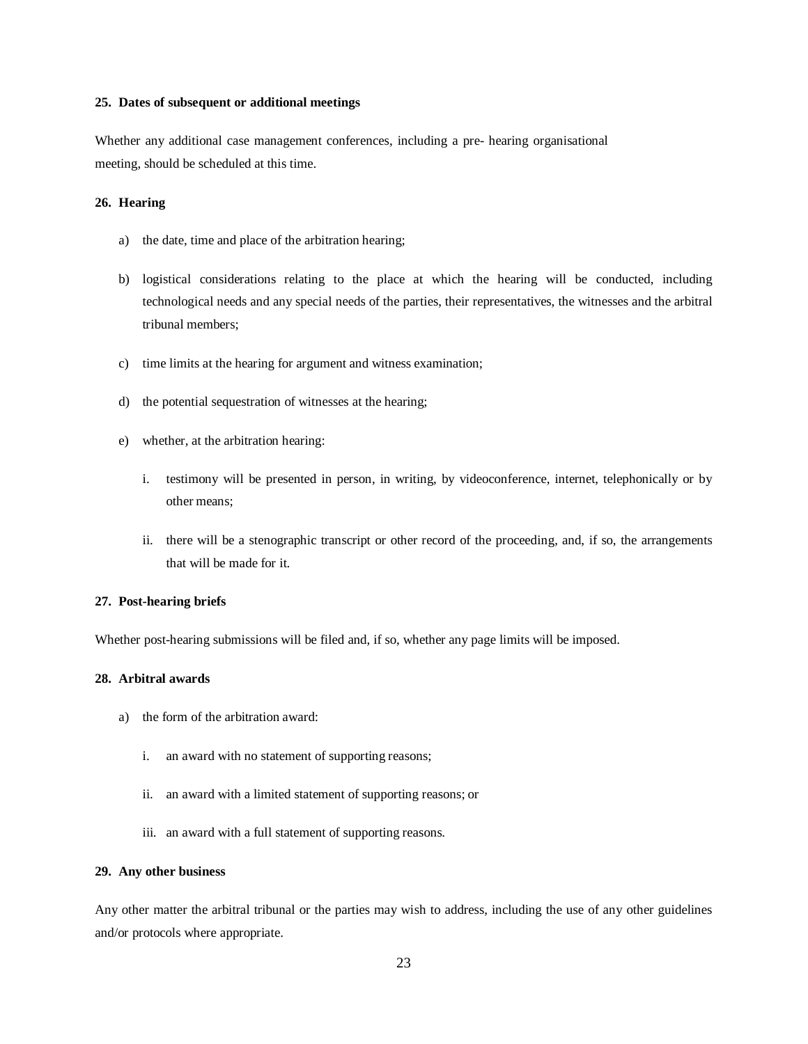**25. Dates of subsequent or additional meetings**

Whether any additional case management conferences, including a pre- hearing organisational meeting, should be scheduled at this time.

**26. Hearing**

a) the date, time and place of the arbitration hearing;

b) logistical considerations relating to the place at which the hearing will be conducted, including technological needs and any special needs of the parties, their representatives, the witnesses and the arbitral tribunal members;

c) time limits at the hearing for argument and witness examination;

d) the potential sequestration of witnesses at the hearing;

e) whether, at the arbitration hearing:

   i. testimony will be presented in person, in writing, by videoconference, internet, telephonically or by other means;

   ii. there will be a stenographic transcript or other record of the proceeding, and, if so, the arrangements that will be made for it.

**27. Post-hearing briefs**

Whether post-hearing submissions will be filed and, if so, whether any page limits will be imposed.

**28. Arbitral awards**

a) the form of the arbitration award:

   i. an award with no statement of supporting reasons;

   ii. an award with a limited statement of supporting reasons; or

   iii. an award with a full statement of supporting reasons.

**29. Any other business**

Any other matter the arbitral tribunal or the parties may wish to address, including the use of any other guidelines and/or protocols where appropriate.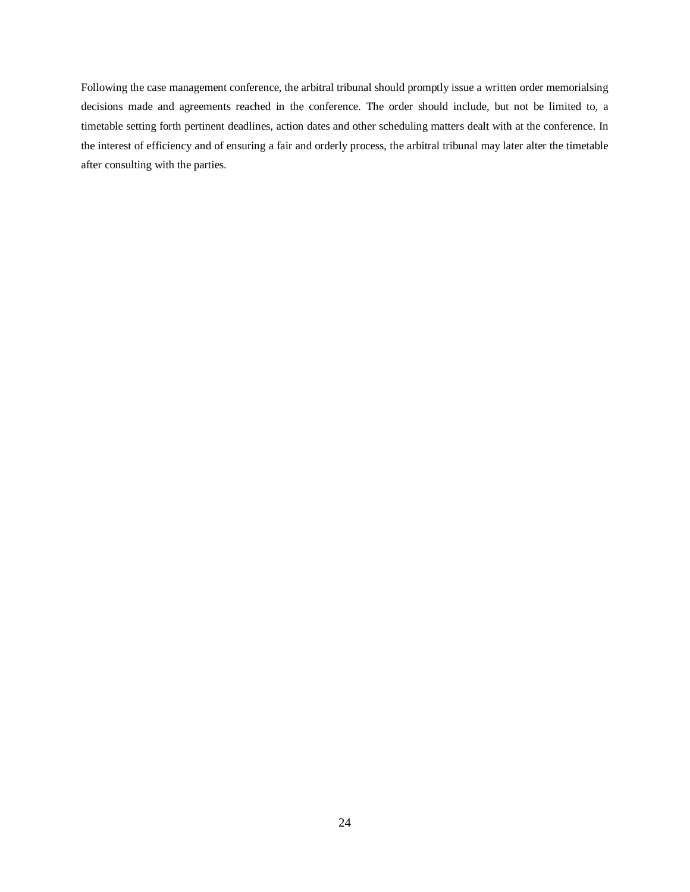Following the case management conference, the arbitral tribunal should promptly issue a written order memorialsing decisions made and agreements reached in the conference. The order should include, but not be limited to, a timetable setting forth pertinent deadlines, action dates and other scheduling matters dealt with at the conference. In the interest of efficiency and of ensuring a fair and orderly process, the arbitral tribunal may later alter the timetable after consulting with the parties.